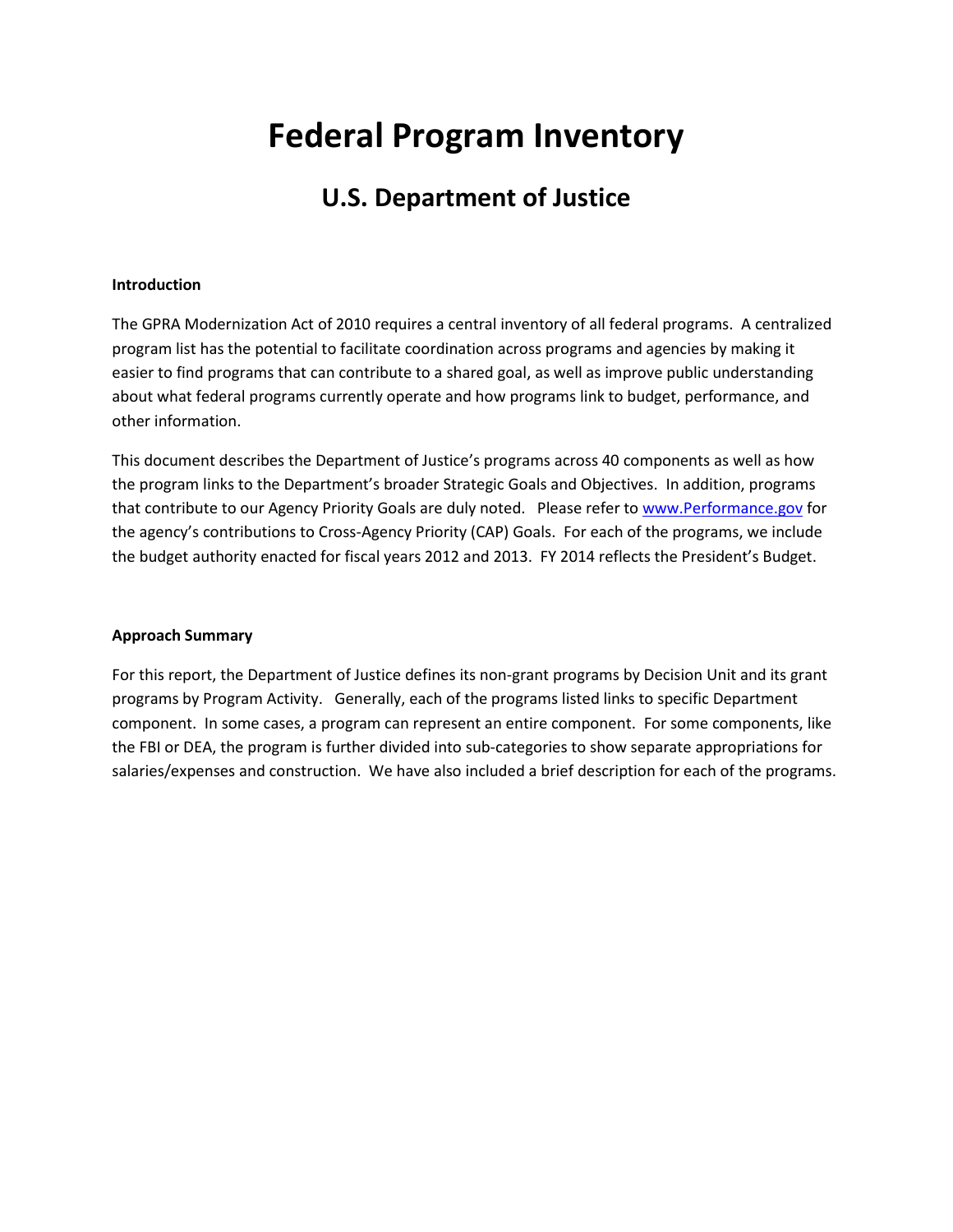# Federal Program Inventory

## U.S. Department of Justice

**Introduction**

The GPRA Modernization Act of 2010 requires a central inventory of all federal programs. A centralized program list has the potential to facilitate coordination across programs and agencies by making it easier to find programs that can contribute to a shared goal, as well as improve public understanding about what federal programs currently operate and how programs link to budget, performance, and other information.

This document describes the Department of Justice's programs across 40 components as well as how the program links to the Department's broader Strategic Goals and Objectives. In addition, programs that contribute to our Agency Priority Goals are duly noted. Please refer to [www.Performance.gov](http://www.Performance.gov) for the agency's contributions to Cross-Agency Priority (CAP) Goals. For each of the programs, we include the budget authority enacted for fiscal years 2012 and 2013. FY 2014 reflects the President's Budget.

**Approach Summary**

For this report, the Department of Justice defines its non-grant programs by Decision Unit and its grant programs by Program Activity. Generally, each of the programs listed links to specific Department component. In some cases, a program can represent an entire component. For some components, like the FBI or DEA, the program is further divided into sub-categories to show separate appropriations for salaries/expenses and construction. We have also included a brief description for each of the programs.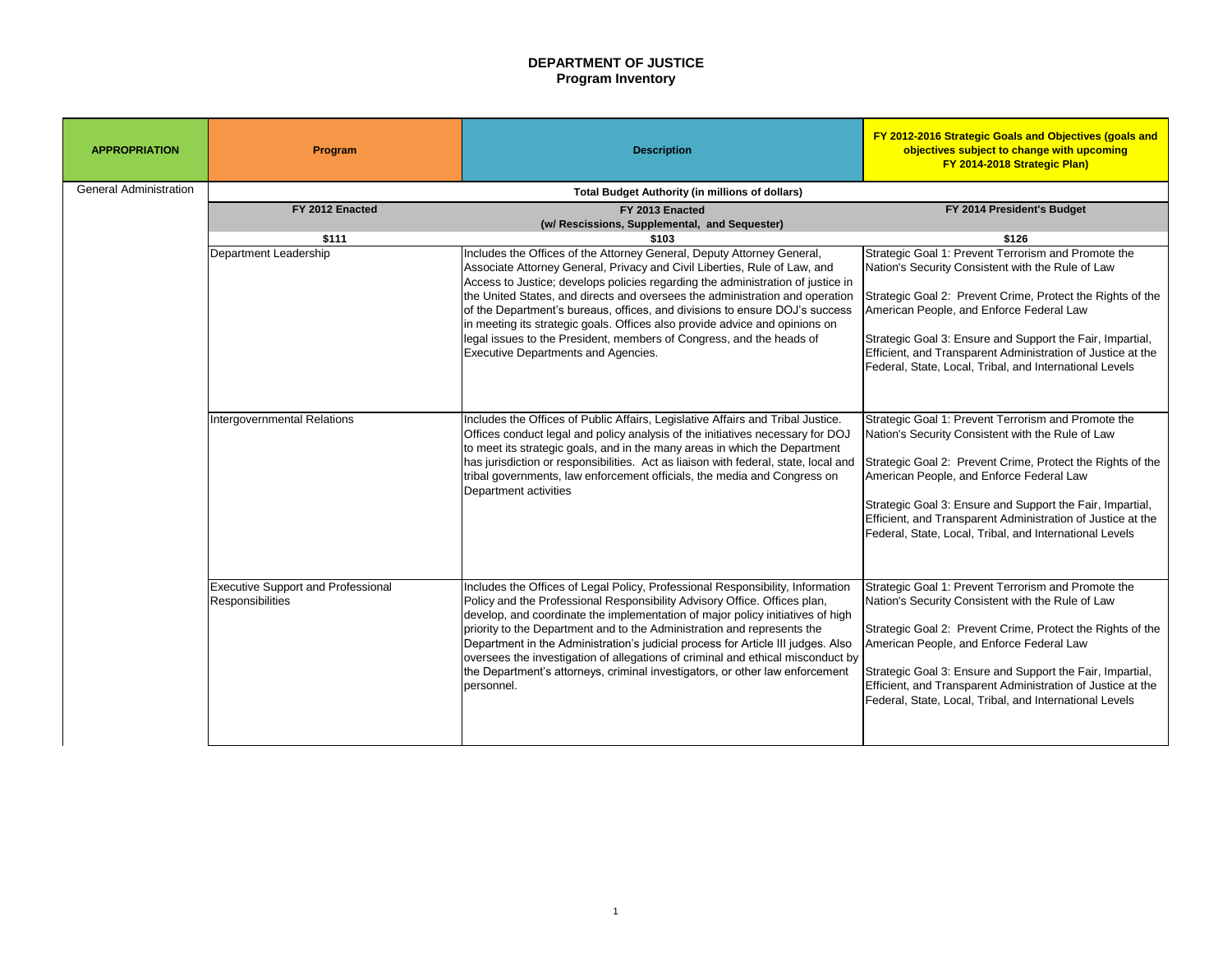# DEPARTMENT OF JUSTICE
## Program Inventory

| APPROPRIATION | Program | Description | FY 2012-2016 Strategic Goals and Objectives (goals and objectives subject to change with upcoming FY 2014-2018 Strategic Plan) |
|---|---|---|---|
| General Administration | Total Budget Authority (in millions of dollars) | | |
| | FY 2012 Enacted | FY 2013 Enacted (w/ Rescissions, Supplemental, and Sequester) | FY 2014 President's Budget |
| | $111 | $103 | $126 |
| | Department Leadership | Includes the Offices of the Attorney General, Deputy Attorney General, Associate Attorney General, Privacy and Civil Liberties, Rule of Law, and Access to Justice; develops policies regarding the administration of justice in the United States, and directs and oversees the administration and operation of the Department's bureaus, offices, and divisions to ensure DOJ's success in meeting its strategic goals. Offices also provide advice and opinions on legal issues to the President, members of Congress, and the heads of Executive Departments and Agencies. | Strategic Goal 1: Prevent Terrorism and Promote the Nation's Security Consistent with the Rule of Law<br><br>Strategic Goal 2: Prevent Crime, Protect the Rights of the American People, and Enforce Federal Law<br><br>Strategic Goal 3: Ensure and Support the Fair, Impartial, Efficient, and Transparent Administration of Justice at the Federal, State, Local, Tribal, and International Levels |
| | Intergovernmental Relations | Includes the Offices of Public Affairs, Legislative Affairs and Tribal Justice. Offices conduct legal and policy analysis of the initiatives necessary for DOJ to meet its strategic goals, and in the many areas in which the Department has jurisdiction or responsibilities. Act as liaison with federal, state, local and tribal governments, law enforcement officials, the media and Congress on Department activities | Strategic Goal 1: Prevent Terrorism and Promote the Nation's Security Consistent with the Rule of Law<br><br>Strategic Goal 2: Prevent Crime, Protect the Rights of the American People, and Enforce Federal Law<br><br>Strategic Goal 3: Ensure and Support the Fair, Impartial, Efficient, and Transparent Administration of Justice at the Federal, State, Local, Tribal, and International Levels |
| | Executive Support and Professional Responsibilities | Includes the Offices of Legal Policy, Professional Responsibility, Information Policy and the Professional Responsibility Advisory Office. Offices plan, develop, and coordinate the implementation of major policy initiatives of high priority to the Department and to the Administration and represents the Department in the Administration's judicial process for Article III judges. Also oversees the investigation of allegations of criminal and ethical misconduct by the Department's attorneys, criminal investigators, or other law enforcement personnel. | Strategic Goal 1: Prevent Terrorism and Promote the Nation's Security Consistent with the Rule of Law<br><br>Strategic Goal 2: Prevent Crime, Protect the Rights of the American People, and Enforce Federal Law<br><br>Strategic Goal 3: Ensure and Support the Fair, Impartial, Efficient, and Transparent Administration of Justice at the Federal, State, Local, Tribal, and International Levels |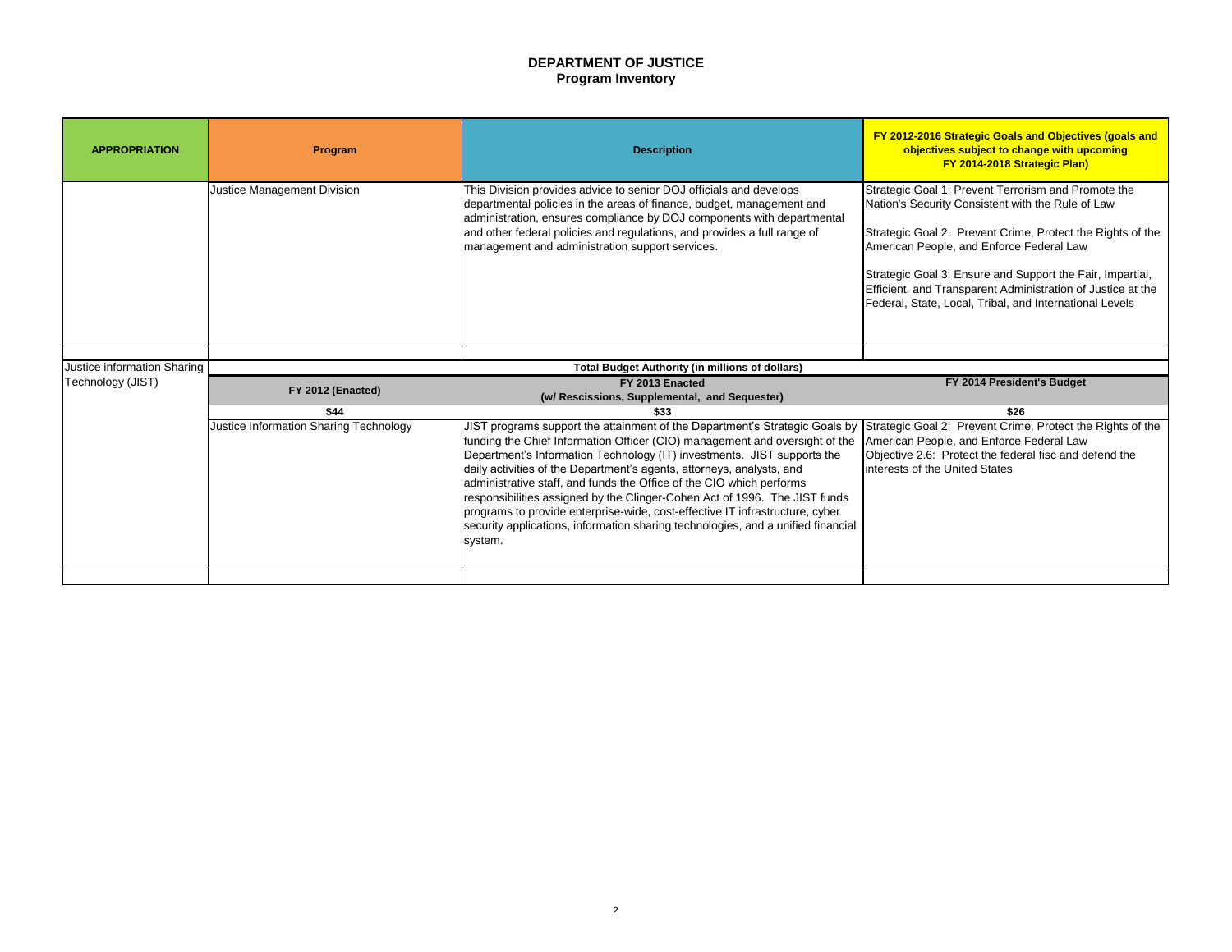# DEPARTMENT OF JUSTICE
## Program Inventory

| APPROPRIATION | Program | Description | FY 2012-2016 Strategic Goals and Objectives (goals and objectives subject to change with upcoming FY 2014-2018 Strategic Plan) |
|---|---|---|---|
| | Justice Management Division | This Division provides advice to senior DOJ officials and develops departmental policies in the areas of finance, budget, management and administration, ensures compliance by DOJ components with departmental and other federal policies and regulations, and provides a full range of management and administration support services. | Strategic Goal 1: Prevent Terrorism and Promote the Nation's Security Consistent with the Rule of Law<br><br>Strategic Goal 2: Prevent Crime, Protect the Rights of the American People, and Enforce Federal Law<br><br>Strategic Goal 3: Ensure and Support the Fair, Impartial, Efficient, and Transparent Administration of Justice at the Federal, State, Local, Tribal, and International Levels |
| | | | |
| Justice information Sharing Technology (JIST) | **Total Budget Authority (in millions of dollars)** | | |
| | **FY 2012 (Enacted)** | **FY 2013 Enacted (w/ Rescissions, Supplemental, and Sequester)** | **FY 2014 President's Budget** |
| | **$44** | **$33** | **$26** |
| | Justice Information Sharing Technology | JIST programs support the attainment of the Department's Strategic Goals by funding the Chief Information Officer (CIO) management and oversight of the Department's Information Technology (IT) investments. JIST supports the daily activities of the Department's agents, attorneys, analysts, and administrative staff, and funds the Office of the CIO which performs responsibilities assigned by the Clinger-Cohen Act of 1996. The JIST funds programs to provide enterprise-wide, cost-effective IT infrastructure, cyber security applications, information sharing technologies, and a unified financial system. | Strategic Goal 2: Prevent Crime, Protect the Rights of the American People, and Enforce Federal Law<br>Objective 2.6: Protect the federal fisc and defend the interests of the United States |
| | | | |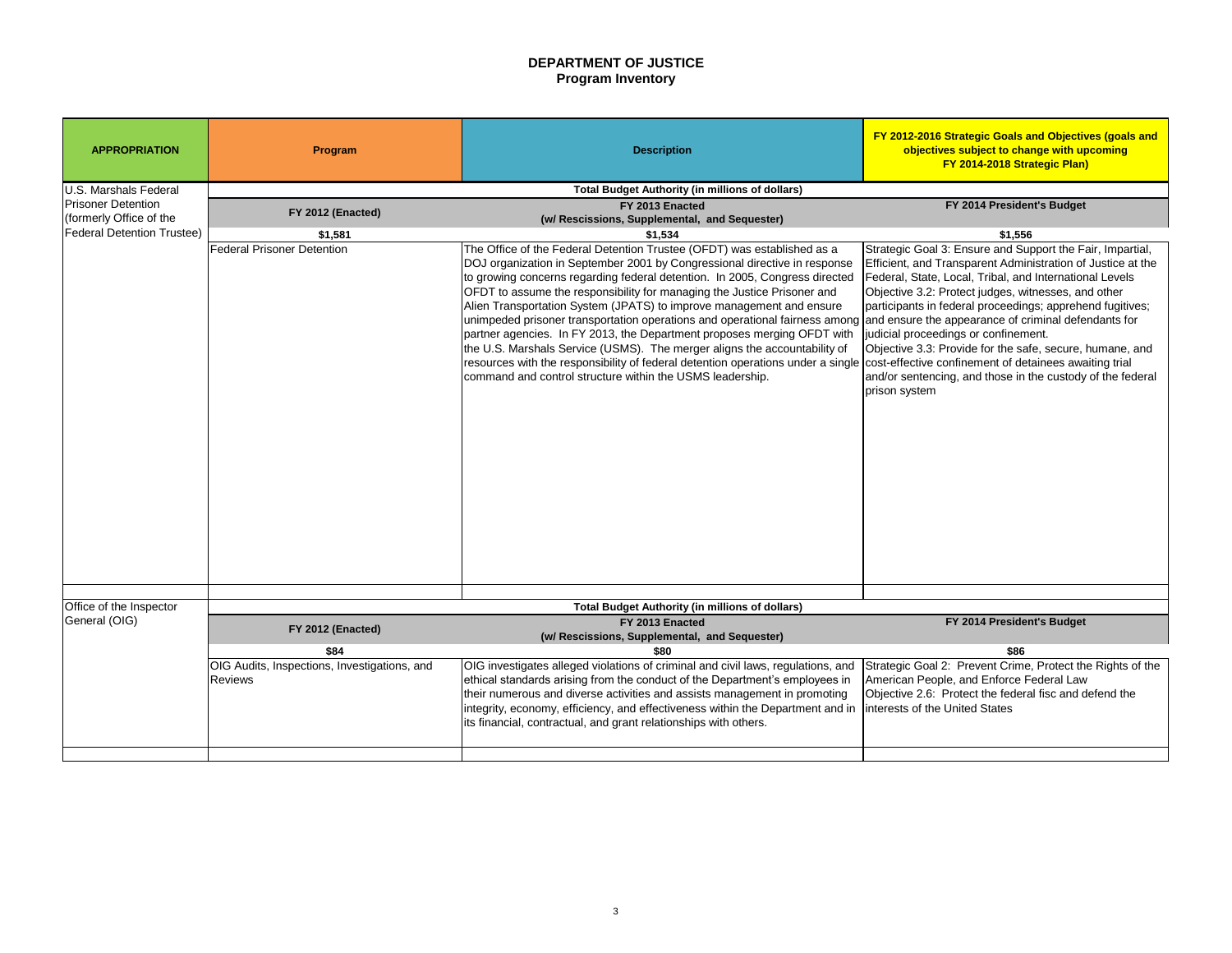# DEPARTMENT OF JUSTICE
## Program Inventory

| APPROPRIATION | Program | Description | FY 2012-2016 Strategic Goals and Objectives (goals and objectives subject to change with upcoming FY 2014-2018 Strategic Plan) |
|---|---|---|---|
| U.S. Marshals Federal Prisoner Detention (formerly Office of the Federal Detention Trustee) | Total Budget Authority (in millions of dollars) | | |
| | FY 2012 (Enacted) | FY 2013 Enacted (w/ Rescissions, Supplemental, and Sequester) | FY 2014 President's Budget |
| | $1,581 | $1,534 | $1,556 |
| | Federal Prisoner Detention | The Office of the Federal Detention Trustee (OFDT) was established as a DOJ organization in September 2001 by Congressional directive in response to growing concerns regarding federal detention. In 2005, Congress directed OFDT to assume the responsibility for managing the Justice Prisoner and Alien Transportation System (JPATS) to improve management and ensure unimpeded prisoner transportation operations and operational fairness among partner agencies. In FY 2013, the Department proposes merging OFDT with the U.S. Marshals Service (USMS). The merger aligns the accountability of resources with the responsibility of federal detention operations under a single command and control structure within the USMS leadership. | Strategic Goal 3: Ensure and Support the Fair, Impartial, Efficient, and Transparent Administration of Justice at the Federal, State, Local, Tribal, and International Levels<br>Objective 3.2: Protect judges, witnesses, and other participants in federal proceedings; apprehend fugitives; and ensure the appearance of criminal defendants for judicial proceedings or confinement.<br>Objective 3.3: Provide for the safe, secure, humane, and cost-effective confinement of detainees awaiting trial and/or sentencing, and those in the custody of the federal prison system |
| Office of the Inspector General (OIG) | Total Budget Authority (in millions of dollars) | | |
| | FY 2012 (Enacted) | FY 2013 Enacted (w/ Rescissions, Supplemental, and Sequester) | FY 2014 President's Budget |
| | $84 | $80 | $86 |
| | OIG Audits, Inspections, Investigations, and Reviews | OIG investigates alleged violations of criminal and civil laws, regulations, and ethical standards arising from the conduct of the Department's employees in their numerous and diverse activities and assists management in promoting integrity, economy, efficiency, and effectiveness within the Department and in its financial, contractual, and grant relationships with others. | Strategic Goal 2: Prevent Crime, Protect the Rights of the American People, and Enforce Federal Law<br>Objective 2.6: Protect the federal fisc and defend the interests of the United States |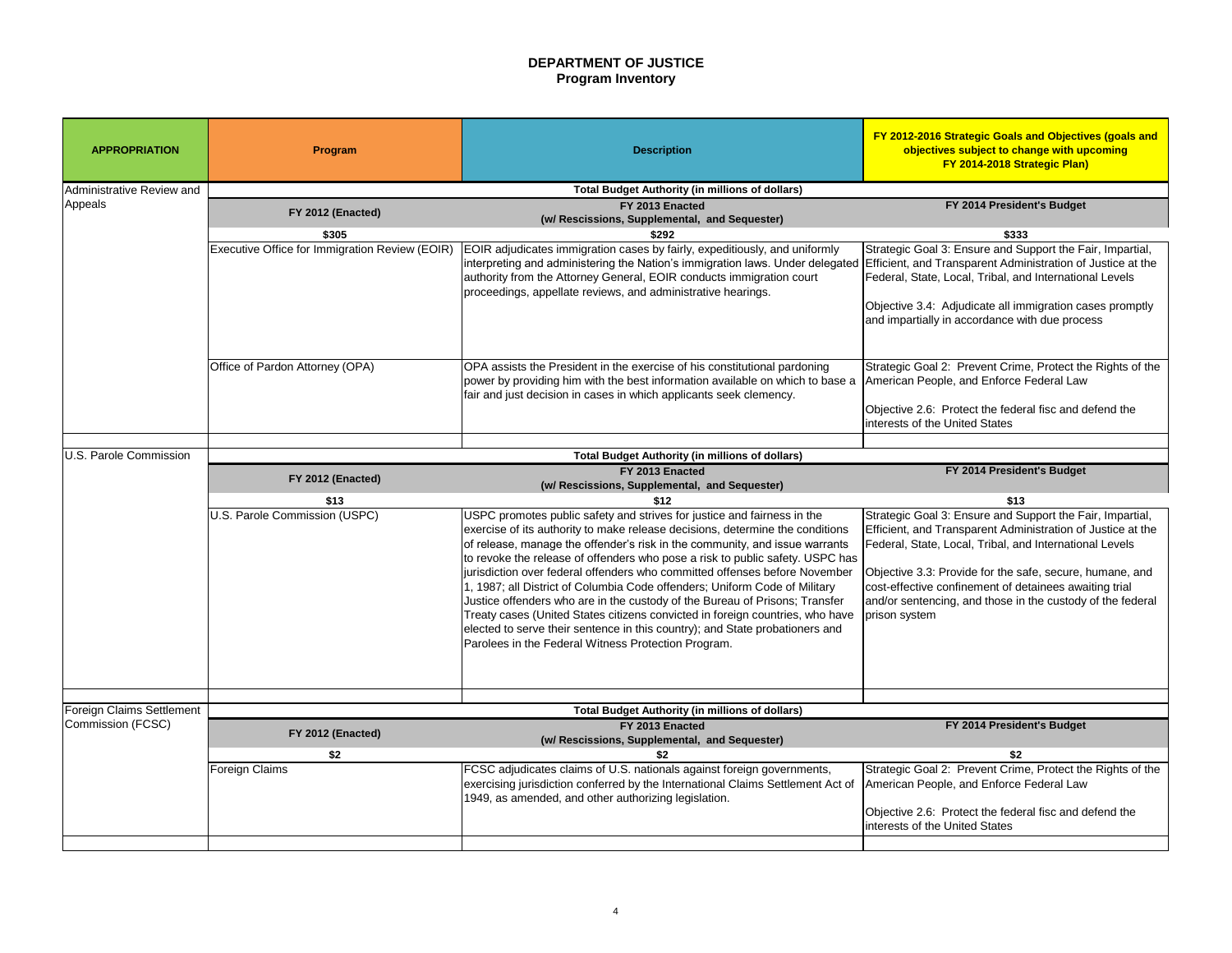# DEPARTMENT OF JUSTICE
## Program Inventory

| APPROPRIATION | Program | Description | FY 2012-2016 Strategic Goals and Objectives (goals and objectives subject to change with upcoming FY 2014-2018 Strategic Plan) |
|---|---|---|---|
| Administrative Review and Appeals | Total Budget Authority (in millions of dollars) | | |
| | FY 2012 (Enacted) | FY 2013 Enacted (w/ Rescissions, Supplemental, and Sequester) | FY 2014 President's Budget |
| | $305 | $292 | $333 |
| | Executive Office for Immigration Review (EOIR) | EOIR adjudicates immigration cases by fairly, expeditiously, and uniformly interpreting and administering the Nation's immigration laws. Under delegated authority from the Attorney General, EOIR conducts immigration court proceedings, appellate reviews, and administrative hearings. | Strategic Goal 3: Ensure and Support the Fair, Impartial, Efficient, and Transparent Administration of Justice at the Federal, State, Local, Tribal, and International Levels<br><br>Objective 3.4: Adjudicate all immigration cases promptly and impartially in accordance with due process |
| | Office of Pardon Attorney (OPA) | OPA assists the President in the exercise of his constitutional pardoning power by providing him with the best information available on which to base a fair and just decision in cases in which applicants seek clemency. | Strategic Goal 2: Prevent Crime, Protect the Rights of the American People, and Enforce Federal Law<br><br>Objective 2.6: Protect the federal fisc and defend the interests of the United States |
| U.S. Parole Commission | Total Budget Authority (in millions of dollars) | | |
| | FY 2012 (Enacted) | FY 2013 Enacted (w/ Rescissions, Supplemental, and Sequester) | FY 2014 President's Budget |
| | $13 | $12 | $13 |
| | U.S. Parole Commission (USPC) | USPC promotes public safety and strives for justice and fairness in the exercise of its authority to make release decisions, determine the conditions of release, manage the offender's risk in the community, and issue warrants to revoke the release of offenders who pose a risk to public safety. USPC has jurisdiction over federal offenders who committed offenses before November 1, 1987; all District of Columbia Code offenders; Uniform Code of Military Justice offenders who are in the custody of the Bureau of Prisons; Transfer Treaty cases (United States citizens convicted in foreign countries, who have elected to serve their sentence in this country); and State probationers and Parolees in the Federal Witness Protection Program. | Strategic Goal 3: Ensure and Support the Fair, Impartial, Efficient, and Transparent Administration of Justice at the Federal, State, Local, Tribal, and International Levels<br><br>Objective 3.3: Provide for the safe, secure, humane, and cost-effective confinement of detainees awaiting trial and/or sentencing, and those in the custody of the federal prison system |
| Foreign Claims Settlement Commission (FCSC) | Total Budget Authority (in millions of dollars) | | |
| | FY 2012 (Enacted) | FY 2013 Enacted (w/ Rescissions, Supplemental, and Sequester) | FY 2014 President's Budget |
| | $2 | $2 | $2 |
| | Foreign Claims | FCSC adjudicates claims of U.S. nationals against foreign governments, exercising jurisdiction conferred by the International Claims Settlement Act of 1949, as amended, and other authorizing legislation. | Strategic Goal 2: Prevent Crime, Protect the Rights of the American People, and Enforce Federal Law<br><br>Objective 2.6: Protect the federal fisc and defend the interests of the United States |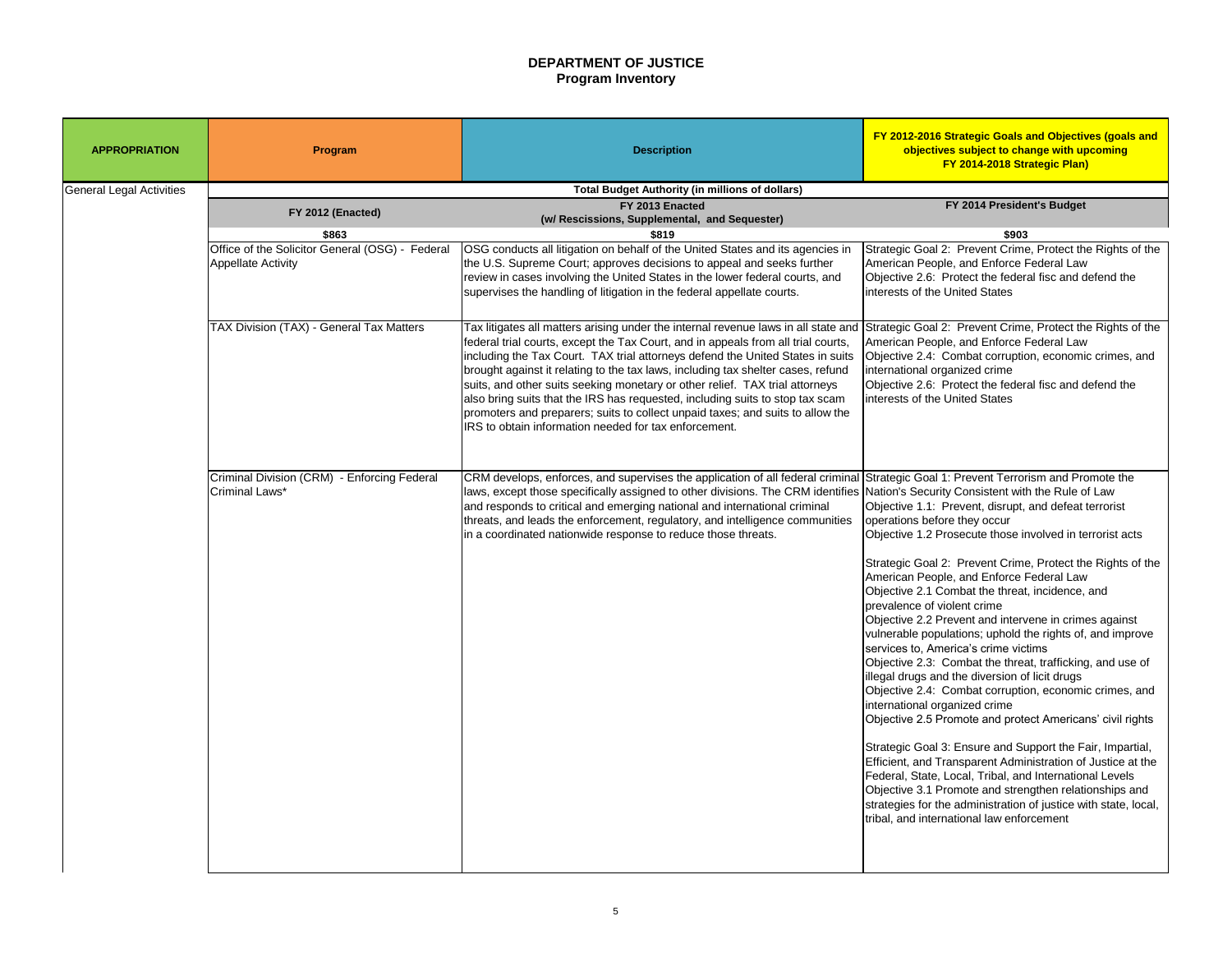# DEPARTMENT OF JUSTICE
## Program Inventory

| APPROPRIATION | Program | Description | FY 2012-2016 Strategic Goals and Objectives (goals and objectives subject to change with upcoming FY 2014-2018 Strategic Plan) |
|---|---|---|---|
| General Legal Activities | Total Budget Authority (in millions of dollars) | | |
| | FY 2012 (Enacted) | FY 2013 Enacted (w/ Rescissions, Supplemental, and Sequester) | FY 2014 President's Budget |
| | $863 | $819 | $903 |
| | Office of the Solicitor General (OSG) - Federal Appellate Activity | OSG conducts all litigation on behalf of the United States and its agencies in the U.S. Supreme Court; approves decisions to appeal and seeks further review in cases involving the United States in the lower federal courts, and supervises the handling of litigation in the federal appellate courts. | Strategic Goal 2: Prevent Crime, Protect the Rights of the American People, and Enforce Federal Law<br>Objective 2.6: Protect the federal fisc and defend the interests of the United States |
| | TAX Division (TAX) - General Tax Matters | Tax litigates all matters arising under the internal revenue laws in all state and federal trial courts, except the Tax Court, and in appeals from all trial courts, including the Tax Court. TAX trial attorneys defend the United States in suits brought against it relating to the tax laws, including tax shelter cases, refund suits, and other suits seeking monetary or other relief. TAX trial attorneys also bring suits that the IRS has requested, including suits to stop tax scam promoters and preparers; suits to collect unpaid taxes; and suits to allow the IRS to obtain information needed for tax enforcement. | Strategic Goal 2: Prevent Crime, Protect the Rights of the American People, and Enforce Federal Law<br>Objective 2.4: Combat corruption, economic crimes, and international organized crime<br>Objective 2.6: Protect the federal fisc and defend the interests of the United States |
| | Criminal Division (CRM) - Enforcing Federal Criminal Laws* | CRM develops, enforces, and supervises the application of all federal criminal laws, except those specifically assigned to other divisions. The CRM identifies and responds to critical and emerging national and international criminal threats, and leads the enforcement, regulatory, and intelligence communities in a coordinated nationwide response to reduce those threats. | Strategic Goal 1: Prevent Terrorism and Promote the Nation's Security Consistent with the Rule of Law<br>Objective 1.1: Prevent, disrupt, and defeat terrorist operations before they occur<br>Objective 1.2 Prosecute those involved in terrorist acts<br><br>Strategic Goal 2: Prevent Crime, Protect the Rights of the American People, and Enforce Federal Law<br>Objective 2.1 Combat the threat, incidence, and prevalence of violent crime<br>Objective 2.2 Prevent and intervene in crimes against vulnerable populations; uphold the rights of, and improve services to, America's crime victims<br>Objective 2.3: Combat the threat, trafficking, and use of illegal drugs and the diversion of licit drugs<br>Objective 2.4: Combat corruption, economic crimes, and international organized crime<br>Objective 2.5 Promote and protect Americans' civil rights<br><br>Strategic Goal 3: Ensure and Support the Fair, Impartial, Efficient, and Transparent Administration of Justice at the Federal, State, Local, Tribal, and International Levels<br>Objective 3.1 Promote and strengthen relationships and strategies for the administration of justice with state, local, tribal, and international law enforcement |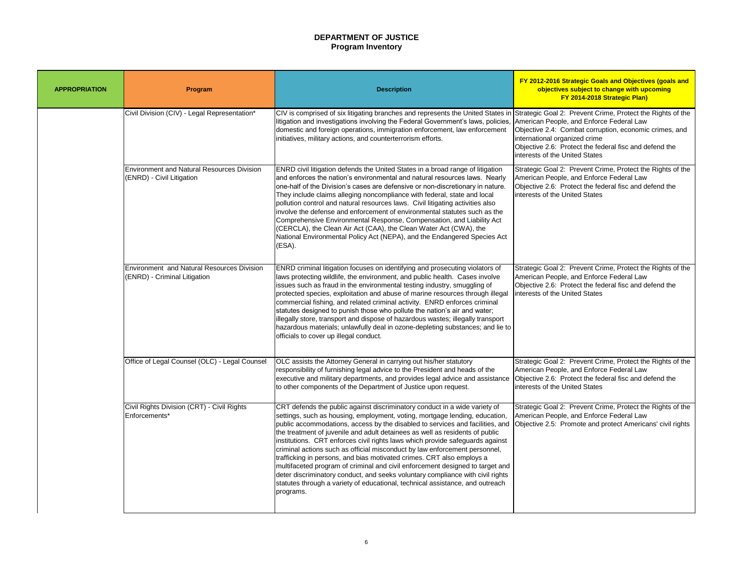# DEPARTMENT OF JUSTICE
## Program Inventory

| APPROPRIATION | Program | Description | FY 2012-2016 Strategic Goals and Objectives (goals and objectives subject to change with upcoming FY 2014-2018 Strategic Plan) |
|---|---|---|---|
| | Civil Division (CIV) - Legal Representation* | CIV is comprised of six litigating branches and represents the United States in litigation and investigations involving the Federal Government's laws, policies, domestic and foreign operations, immigration enforcement, law enforcement initiatives, military actions, and counterterrorism efforts. | Strategic Goal 2: Prevent Crime, Protect the Rights of the American People, and Enforce Federal Law<br>Objective 2.4: Combat corruption, economic crimes, and international organized crime<br>Objective 2.6: Protect the federal fisc and defend the interests of the United States |
| | Environment and Natural Resources Division (ENRD) - Civil Litigation | ENRD civil litigation defends the United States in a broad range of litigation and enforces the nation's environmental and natural resources laws. Nearly one-half of the Division's cases are defensive or non-discretionary in nature. They include claims alleging noncompliance with federal, state and local pollution control and natural resources laws. Civil litigating activities also involve the defense and enforcement of environmental statutes such as the Comprehensive Environmental Response, Compensation, and Liability Act (CERCLA), the Clean Air Act (CAA), the Clean Water Act (CWA), the National Environmental Policy Act (NEPA), and the Endangered Species Act (ESA). | Strategic Goal 2: Prevent Crime, Protect the Rights of the American People, and Enforce Federal Law<br>Objective 2.6: Protect the federal fisc and defend the interests of the United States |
| | Environment and Natural Resources Division (ENRD) - Criminal Litigation | ENRD criminal litigation focuses on identifying and prosecuting violators of laws protecting wildlife, the environment, and public health. Cases involve issues such as fraud in the environmental testing industry, smuggling of protected species, exploitation and abuse of marine resources through illegal commercial fishing, and related criminal activity. ENRD enforces criminal statutes designed to punish those who pollute the nation's air and water; illegally store, transport and dispose of hazardous wastes; illegally transport hazardous materials; unlawfully deal in ozone-depleting substances; and lie to officials to cover up illegal conduct. | Strategic Goal 2: Prevent Crime, Protect the Rights of the American People, and Enforce Federal Law<br>Objective 2.6: Protect the federal fisc and defend the interests of the United States |
| | Office of Legal Counsel (OLC) - Legal Counsel | OLC assists the Attorney General in carrying out his/her statutory responsibility of furnishing legal advice to the President and heads of the executive and military departments, and provides legal advice and assistance to other components of the Department of Justice upon request. | Strategic Goal 2: Prevent Crime, Protect the Rights of the American People, and Enforce Federal Law<br>Objective 2.6: Protect the federal fisc and defend the interests of the United States |
| | Civil Rights Division (CRT) - Civil Rights Enforcements* | CRT defends the public against discriminatory conduct in a wide variety of settings, such as housing, employment, voting, mortgage lending, education, public accommodations, access by the disabled to services and facilities, and the treatment of juvenile and adult detainees as well as residents of public institutions. CRT enforces civil rights laws which provide safeguards against criminal actions such as official misconduct by law enforcement personnel, trafficking in persons, and bias motivated crimes. CRT also employs a multifaceted program of criminal and civil enforcement designed to target and deter discriminatory conduct, and seeks voluntary compliance with civil rights statutes through a variety of educational, technical assistance, and outreach programs. | Strategic Goal 2: Prevent Crime, Protect the Rights of the American People, and Enforce Federal Law<br>Objective 2.5: Promote and protect Americans' civil rights |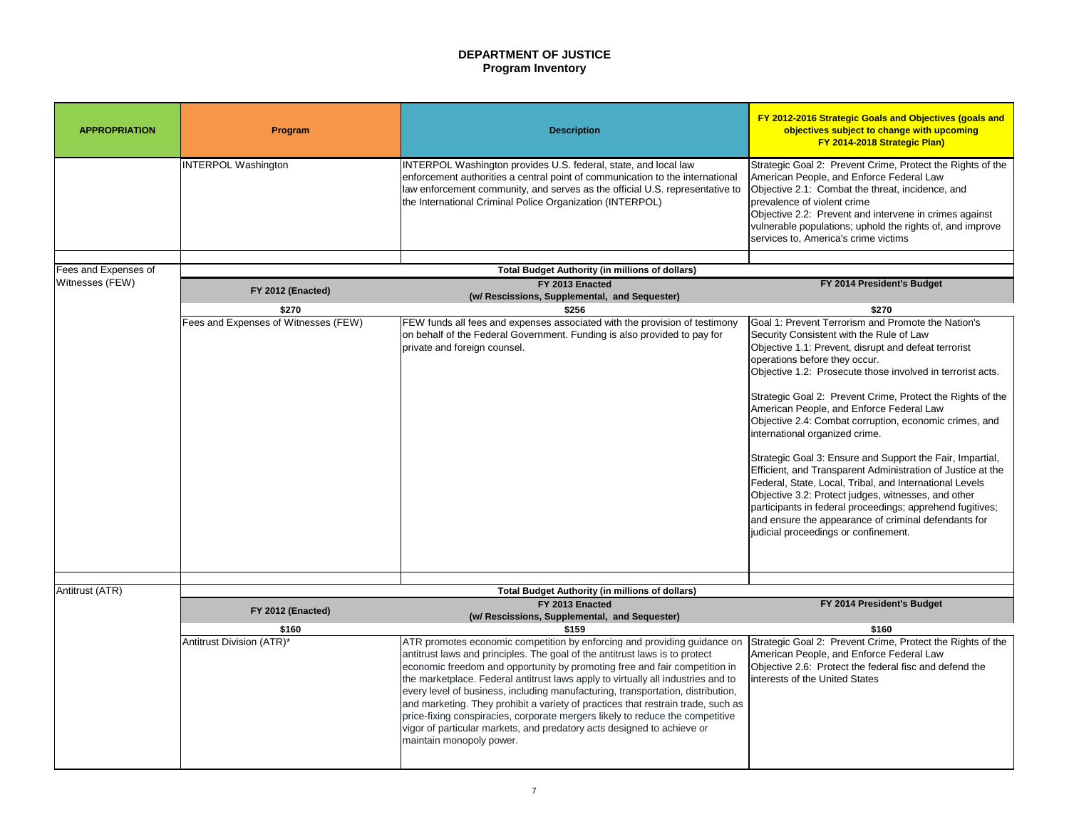## DEPARTMENT OF JUSTICE
### Program Inventory

| APPROPRIATION | Program | Description | FY 2012-2016 Strategic Goals and Objectives (goals and objectives subject to change with upcoming FY 2014-2018 Strategic Plan) |
|---|---|---|---|
| | INTERPOL Washington | INTERPOL Washington provides U.S. federal, state, and local law enforcement authorities a central point of communication to the international law enforcement community, and serves as the official U.S. representative to the International Criminal Police Organization (INTERPOL) | Strategic Goal 2: Prevent Crime, Protect the Rights of the American People, and Enforce Federal Law<br>Objective 2.1: Combat the threat, incidence, and prevalence of violent crime<br>Objective 2.2: Prevent and intervene in crimes against vulnerable populations; uphold the rights of, and improve services to, America's crime victims |
| Fees and Expenses of Witnesses (FEW) | **Total Budget Authority (in millions of dollars)** | | |
| | **FY 2012 (Enacted)** | **FY 2013 Enacted (w/ Rescissions, Supplemental, and Sequester)** | **FY 2014 President's Budget** |
| | **$270** | **$256** | **$270** |
| | Fees and Expenses of Witnesses (FEW) | FEW funds all fees and expenses associated with the provision of testimony on behalf of the Federal Government. Funding is also provided to pay for private and foreign counsel. | Goal 1: Prevent Terrorism and Promote the Nation's Security Consistent with the Rule of Law<br>Objective 1.1: Prevent, disrupt and defeat terrorist operations before they occur.<br>Objective 1.2: Prosecute those involved in terrorist acts.<br><br>Strategic Goal 2: Prevent Crime, Protect the Rights of the American People, and Enforce Federal Law<br>Objective 2.4: Combat corruption, economic crimes, and international organized crime.<br><br>Strategic Goal 3: Ensure and Support the Fair, Impartial, Efficient, and Transparent Administration of Justice at the Federal, State, Local, Tribal, and International Levels<br>Objective 3.2: Protect judges, witnesses, and other participants in federal proceedings; apprehend fugitives; and ensure the appearance of criminal defendants for judicial proceedings or confinement. |
| Antitrust (ATR) | **Total Budget Authority (in millions of dollars)** | | |
| | **FY 2012 (Enacted)** | **FY 2013 Enacted (w/ Rescissions, Supplemental, and Sequester)** | **FY 2014 President's Budget** |
| | **$160** | **$159** | **$160** |
| | Antitrust Division (ATR)* | ATR promotes economic competition by enforcing and providing guidance on antitrust laws and principles. The goal of the antitrust laws is to protect economic freedom and opportunity by promoting free and fair competition in the marketplace. Federal antitrust laws apply to virtually all industries and to every level of business, including manufacturing, transportation, distribution, and marketing. They prohibit a variety of practices that restrain trade, such as price-fixing conspiracies, corporate mergers likely to reduce the competitive vigor of particular markets, and predatory acts designed to achieve or maintain monopoly power. | Strategic Goal 2: Prevent Crime, Protect the Rights of the American People, and Enforce Federal Law<br>Objective 2.6: Protect the federal fisc and defend the interests of the United States |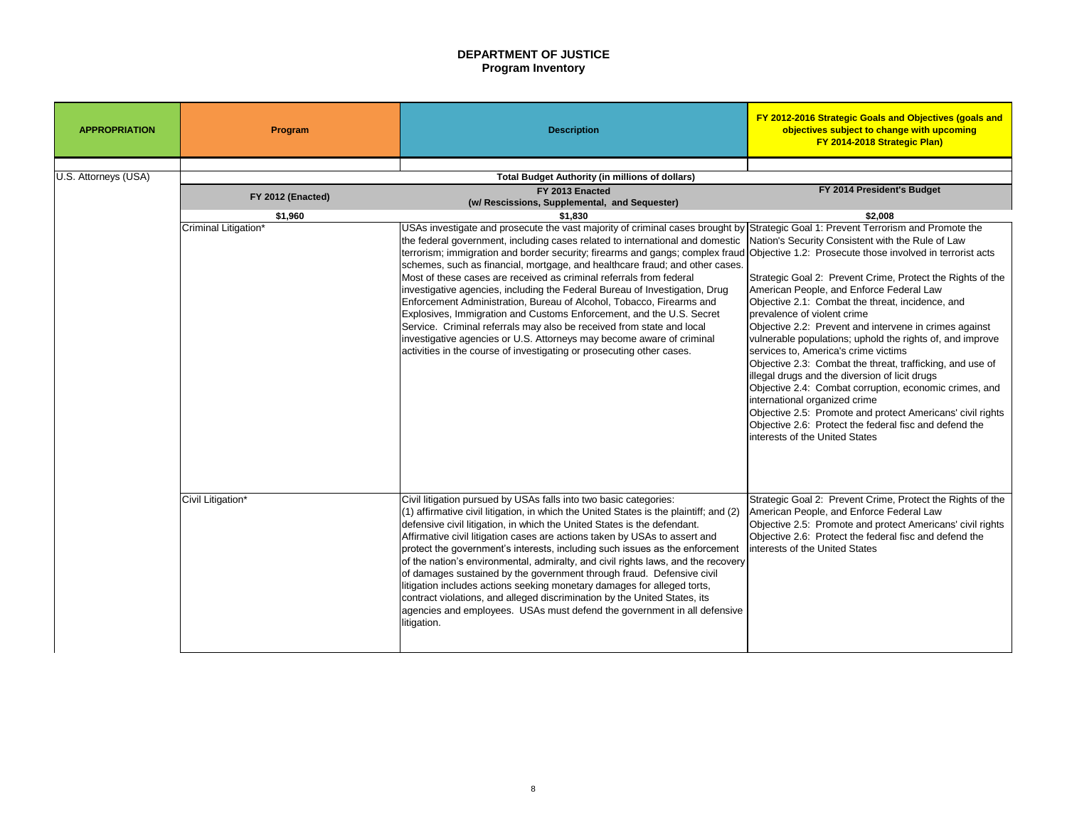**DEPARTMENT OF JUSTICE**
**Program Inventory**

| APPROPRIATION | Program | Description | FY 2012-2016 Strategic Goals and Objectives (goals and objectives subject to change with upcoming FY 2014-2018 Strategic Plan) |
|---|---|---|---|
| U.S. Attorneys (USA) | | **Total Budget Authority (in millions of dollars)** | |
| | **FY 2012 (Enacted)** | **FY 2013 Enacted (w/ Rescissions, Supplemental, and Sequester)** | **FY 2014 President's Budget** |
| | **$1,960** | **$1,830** | **$2,008** |
| | Criminal Litigation* | USAs investigate and prosecute the vast majority of criminal cases brought by the federal government, including cases related to international and domestic terrorism; immigration and border security; firearms and gangs; complex fraud schemes, such as financial, mortgage, and healthcare fraud; and other cases. Most of these cases are received as criminal referrals from federal investigative agencies, including the Federal Bureau of Investigation, Drug Enforcement Administration, Bureau of Alcohol, Tobacco, Firearms and Explosives, Immigration and Customs Enforcement, and the U.S. Secret Service. Criminal referrals may also be received from state and local investigative agencies or U.S. Attorneys may become aware of criminal activities in the course of investigating or prosecuting other cases. | Strategic Goal 1: Prevent Terrorism and Promote the Nation's Security Consistent with the Rule of Law<br>Objective 1.2: Prosecute those involved in terrorist acts<br><br>Strategic Goal 2: Prevent Crime, Protect the Rights of the American People, and Enforce Federal Law<br>Objective 2.1: Combat the threat, incidence, and prevalence of violent crime<br>Objective 2.2: Prevent and intervene in crimes against vulnerable populations; uphold the rights of, and improve services to, America's crime victims<br>Objective 2.3: Combat the threat, trafficking, and use of illegal drugs and the diversion of licit drugs<br>Objective 2.4: Combat corruption, economic crimes, and international organized crime<br>Objective 2.5: Promote and protect Americans' civil rights<br>Objective 2.6: Protect the federal fisc and defend the interests of the United States |
| | Civil Litigation* | Civil litigation pursued by USAs falls into two basic categories: (1) affirmative civil litigation, in which the United States is the plaintiff; and (2) defensive civil litigation, in which the United States is the defendant. Affirmative civil litigation cases are actions taken by USAs to assert and protect the government's interests, including such issues as the enforcement of the nation's environmental, admiralty, and civil rights laws, and the recovery of damages sustained by the government through fraud. Defensive civil litigation includes actions seeking monetary damages for alleged torts, contract violations, and alleged discrimination by the United States, its agencies and employees. USAs must defend the government in all defensive litigation. | Strategic Goal 2: Prevent Crime, Protect the Rights of the American People, and Enforce Federal Law<br>Objective 2.5: Promote and protect Americans' civil rights<br>Objective 2.6: Protect the federal fisc and defend the interests of the United States |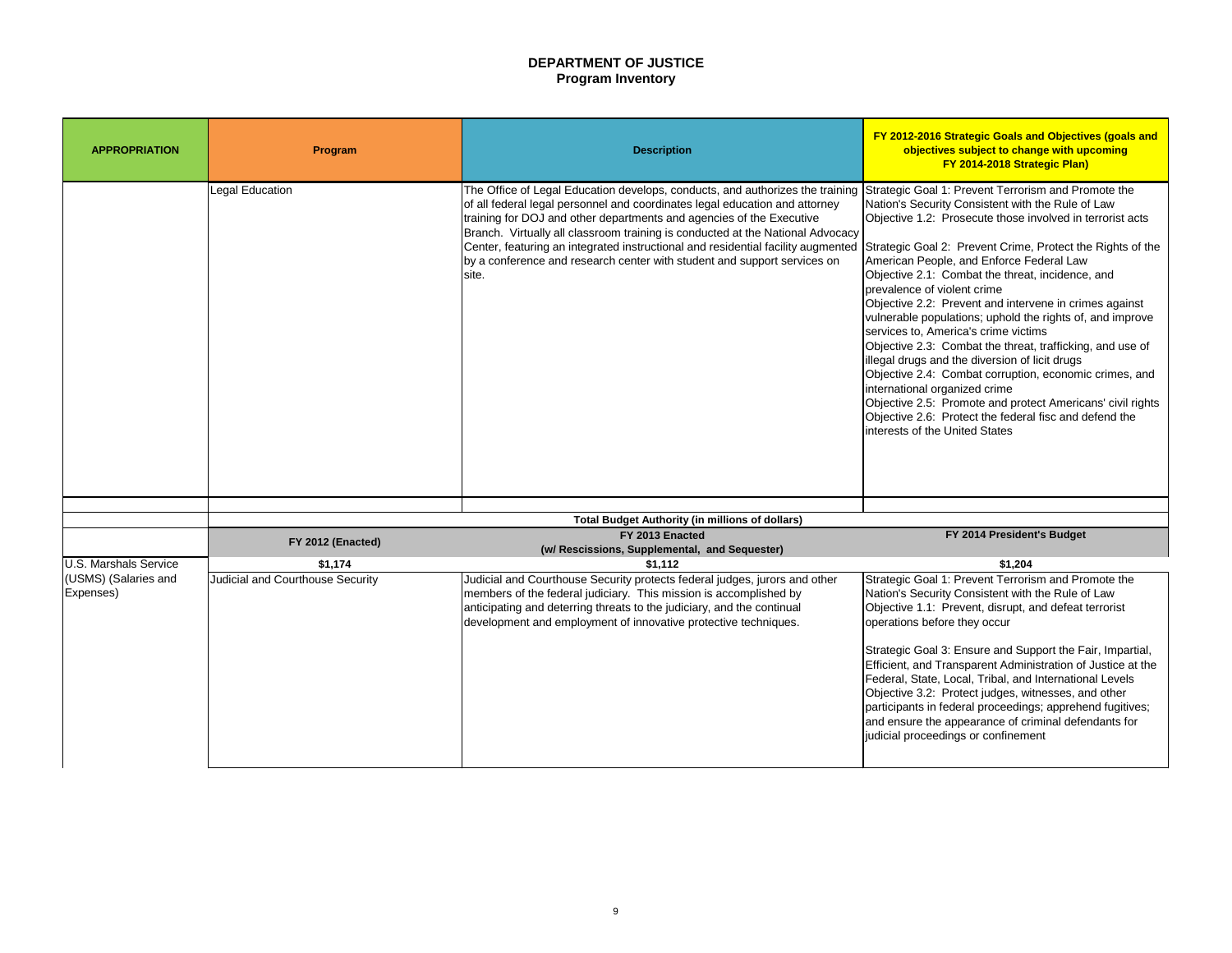**DEPARTMENT OF JUSTICE**
**Program Inventory**

| APPROPRIATION | Program | Description | FY 2012-2016 Strategic Goals and Objectives (goals and objectives subject to change with upcoming FY 2014-2018 Strategic Plan) |
|---|---|---|---|
| | Legal Education | The Office of Legal Education develops, conducts, and authorizes the training of all federal legal personnel and coordinates legal education and attorney training for DOJ and other departments and agencies of the Executive Branch. Virtually all classroom training is conducted at the National Advocacy Center, featuring an integrated instructional and residential facility augmented by a conference and research center with student and support services on site. | Strategic Goal 1: Prevent Terrorism and Promote the Nation's Security Consistent with the Rule of Law<br>Objective 1.2: Prosecute those involved in terrorist acts<br><br>Strategic Goal 2: Prevent Crime, Protect the Rights of the American People, and Enforce Federal Law<br>Objective 2.1: Combat the threat, incidence, and prevalence of violent crime<br>Objective 2.2: Prevent and intervene in crimes against vulnerable populations; uphold the rights of, and improve services to, America's crime victims<br>Objective 2.3: Combat the threat, trafficking, and use of illegal drugs and the diversion of licit drugs<br>Objective 2.4: Combat corruption, economic crimes, and international organized crime<br>Objective 2.5: Promote and protect Americans' civil rights<br>Objective 2.6: Protect the federal fisc and defend the interests of the United States |
| | | | |
| | **Total Budget Authority (in millions of dollars)** | | |
| | **FY 2012 (Enacted)** | **FY 2013 Enacted (w/ Rescissions, Supplemental, and Sequester)** | **FY 2014 President's Budget** |
| U.S. Marshals Service (USMS) (Salaries and Expenses) | **$1,174** | **$1,112** | **$1,204** |
| | Judicial and Courthouse Security | Judicial and Courthouse Security protects federal judges, jurors and other members of the federal judiciary. This mission is accomplished by anticipating and deterring threats to the judiciary, and the continual development and employment of innovative protective techniques. | Strategic Goal 1: Prevent Terrorism and Promote the Nation's Security Consistent with the Rule of Law<br>Objective 1.1: Prevent, disrupt, and defeat terrorist operations before they occur<br><br>Strategic Goal 3: Ensure and Support the Fair, Impartial, Efficient, and Transparent Administration of Justice at the Federal, State, Local, Tribal, and International Levels<br>Objective 3.2: Protect judges, witnesses, and other participants in federal proceedings; apprehend fugitives; and ensure the appearance of criminal defendants for judicial proceedings or confinement |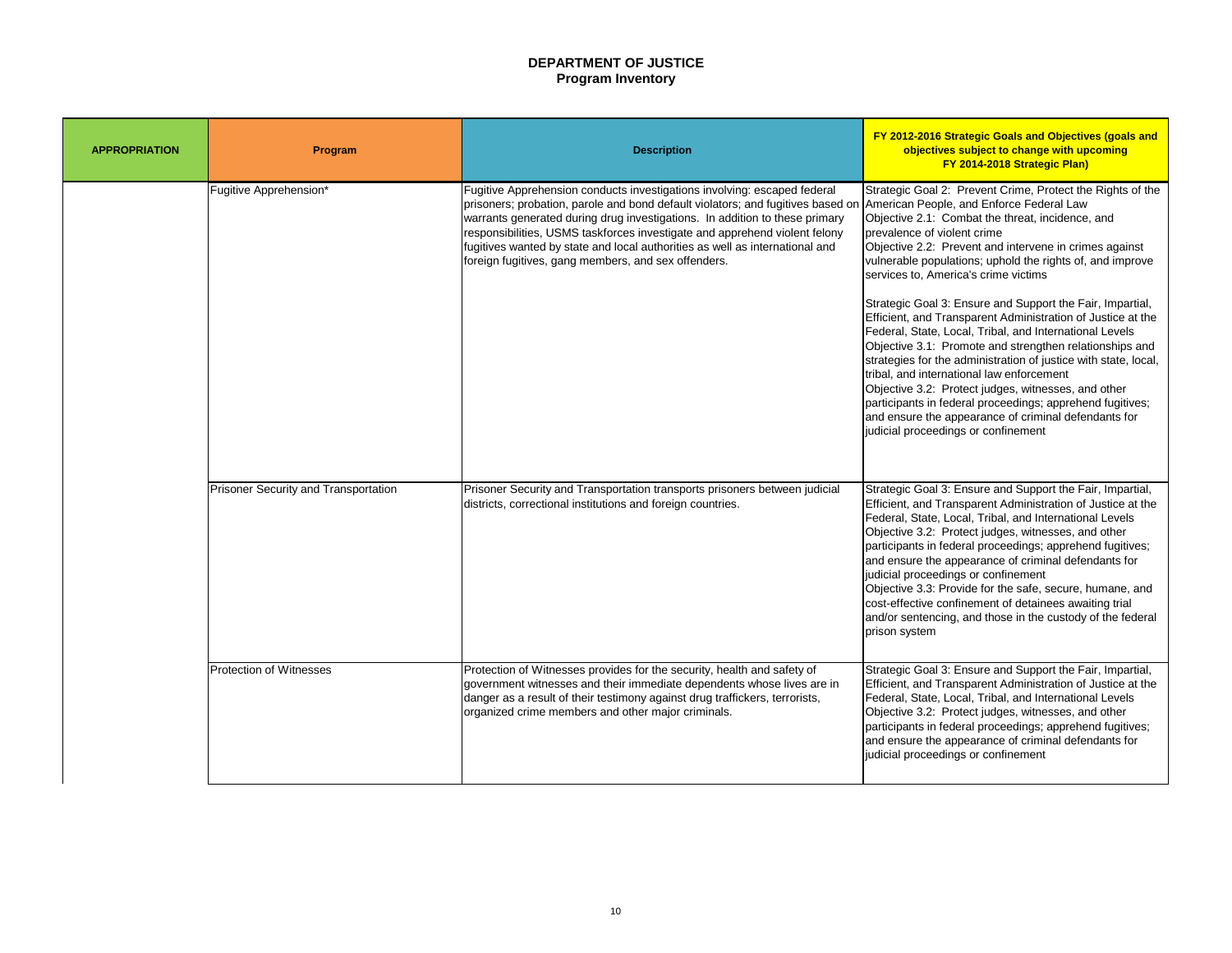# DEPARTMENT OF JUSTICE
## Program Inventory

| APPROPRIATION | Program | Description | FY 2012-2016 Strategic Goals and Objectives (goals and objectives subject to change with upcoming FY 2014-2018 Strategic Plan) |
|---|---|---|---|
| | Fugitive Apprehension* | Fugitive Apprehension conducts investigations involving: escaped federal prisoners; probation, parole and bond default violators; and fugitives based on warrants generated during drug investigations. In addition to these primary responsibilities, USMS taskforces investigate and apprehend violent felony fugitives wanted by state and local authorities as well as international and foreign fugitives, gang members, and sex offenders. | Strategic Goal 2: Prevent Crime, Protect the Rights of the American People, and Enforce Federal Law<br>Objective 2.1: Combat the threat, incidence, and prevalence of violent crime<br>Objective 2.2: Prevent and intervene in crimes against vulnerable populations; uphold the rights of, and improve services to, America's crime victims<br><br>Strategic Goal 3: Ensure and Support the Fair, Impartial, Efficient, and Transparent Administration of Justice at the Federal, State, Local, Tribal, and International Levels<br>Objective 3.1: Promote and strengthen relationships and strategies for the administration of justice with state, local, tribal, and international law enforcement<br>Objective 3.2: Protect judges, witnesses, and other participants in federal proceedings; apprehend fugitives; and ensure the appearance of criminal defendants for judicial proceedings or confinement |
| | Prisoner Security and Transportation | Prisoner Security and Transportation transports prisoners between judicial districts, correctional institutions and foreign countries. | Strategic Goal 3: Ensure and Support the Fair, Impartial, Efficient, and Transparent Administration of Justice at the Federal, State, Local, Tribal, and International Levels<br>Objective 3.2: Protect judges, witnesses, and other participants in federal proceedings; apprehend fugitives; and ensure the appearance of criminal defendants for judicial proceedings or confinement<br>Objective 3.3: Provide for the safe, secure, humane, and cost-effective confinement of detainees awaiting trial and/or sentencing, and those in the custody of the federal prison system |
| | Protection of Witnesses | Protection of Witnesses provides for the security, health and safety of government witnesses and their immediate dependents whose lives are in danger as a result of their testimony against drug traffickers, terrorists, organized crime members and other major criminals. | Strategic Goal 3: Ensure and Support the Fair, Impartial, Efficient, and Transparent Administration of Justice at the Federal, State, Local, Tribal, and International Levels<br>Objective 3.2: Protect judges, witnesses, and other participants in federal proceedings; apprehend fugitives; and ensure the appearance of criminal defendants for judicial proceedings or confinement |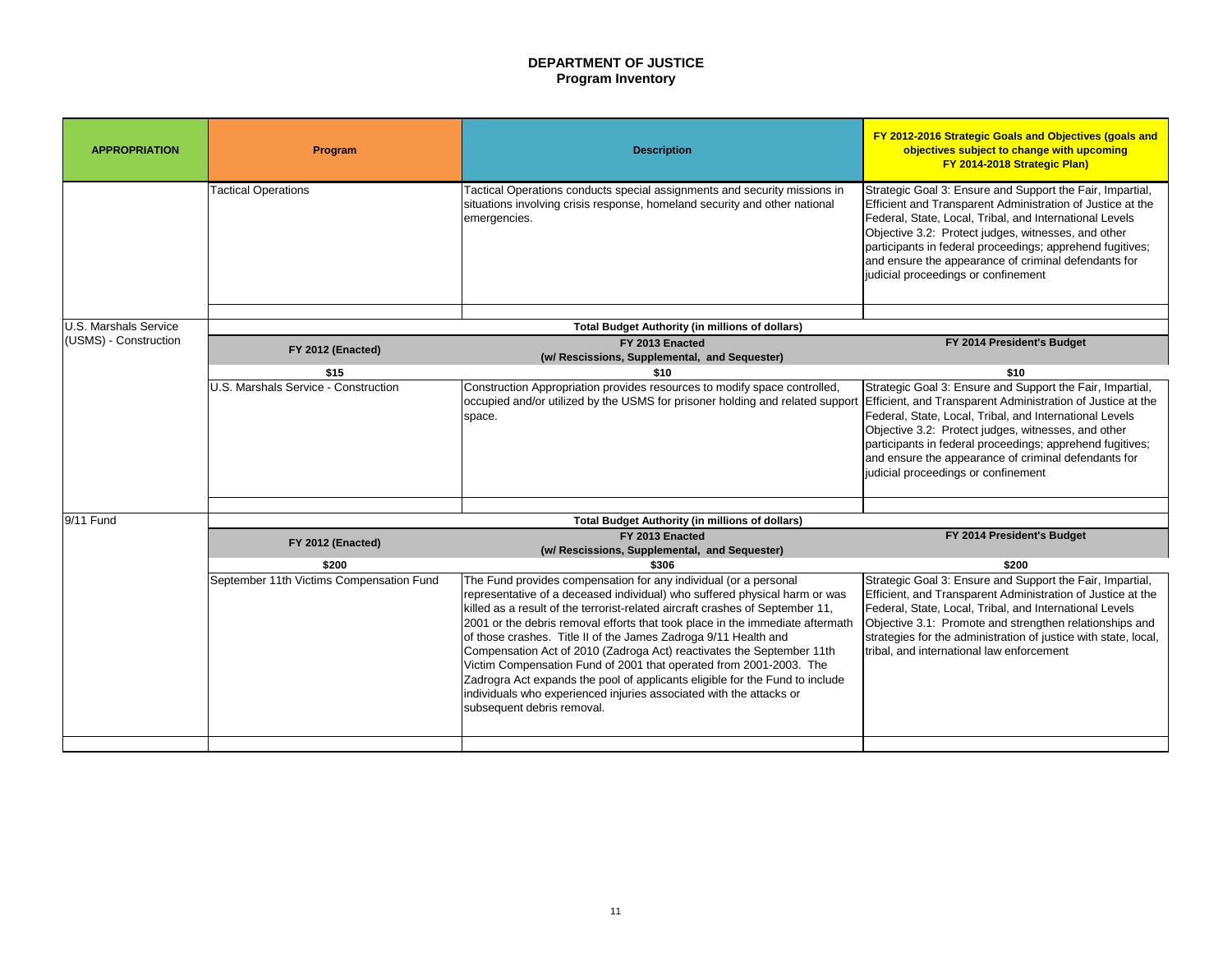# DEPARTMENT OF JUSTICE
## Program Inventory

| APPROPRIATION | Program | Description | FY 2012-2016 Strategic Goals and Objectives (goals and objectives subject to change with upcoming FY 2014-2018 Strategic Plan) |
|---|---|---|---|
| | Tactical Operations | Tactical Operations conducts special assignments and security missions in situations involving crisis response, homeland security and other national emergencies. | Strategic Goal 3: Ensure and Support the Fair, Impartial, Efficient and Transparent Administration of Justice at the Federal, State, Local, Tribal, and International Levels Objective 3.2: Protect judges, witnesses, and other participants in federal proceedings; apprehend fugitives; and ensure the appearance of criminal defendants for judicial proceedings or confinement |
| | | | |
| U.S. Marshals Service (USMS) - Construction | **Total Budget Authority (in millions of dollars)** | | |
| | **FY 2012 (Enacted)** | **FY 2013 Enacted (w/ Rescissions, Supplemental, and Sequester)** | **FY 2014 President's Budget** |
| | **$15** | **$10** | **$10** |
| | U.S. Marshals Service - Construction | Construction Appropriation provides resources to modify space controlled, occupied and/or utilized by the USMS for prisoner holding and related support space. | Strategic Goal 3: Ensure and Support the Fair, Impartial, Efficient, and Transparent Administration of Justice at the Federal, State, Local, Tribal, and International Levels Objective 3.2: Protect judges, witnesses, and other participants in federal proceedings; apprehend fugitives; and ensure the appearance of criminal defendants for judicial proceedings or confinement |
| | | | |
| 9/11 Fund | **Total Budget Authority (in millions of dollars)** | | |
| | **FY 2012 (Enacted)** | **FY 2013 Enacted (w/ Rescissions, Supplemental, and Sequester)** | **FY 2014 President's Budget** |
| | **$200** | **$306** | **$200** |
| | September 11th Victims Compensation Fund | The Fund provides compensation for any individual (or a personal representative of a deceased individual) who suffered physical harm or was killed as a result of the terrorist-related aircraft crashes of September 11, 2001 or the debris removal efforts that took place in the immediate aftermath of those crashes. Title II of the James Zadroga 9/11 Health and Compensation Act of 2010 (Zadroga Act) reactivates the September 11th Victim Compensation Fund of 2001 that operated from 2001-2003. The Zadrogra Act expands the pool of applicants eligible for the Fund to include individuals who experienced injuries associated with the attacks or subsequent debris removal. | Strategic Goal 3: Ensure and Support the Fair, Impartial, Efficient, and Transparent Administration of Justice at the Federal, State, Local, Tribal, and International Levels Objective 3.1: Promote and strengthen relationships and strategies for the administration of justice with state, local, tribal, and international law enforcement |
| | | | |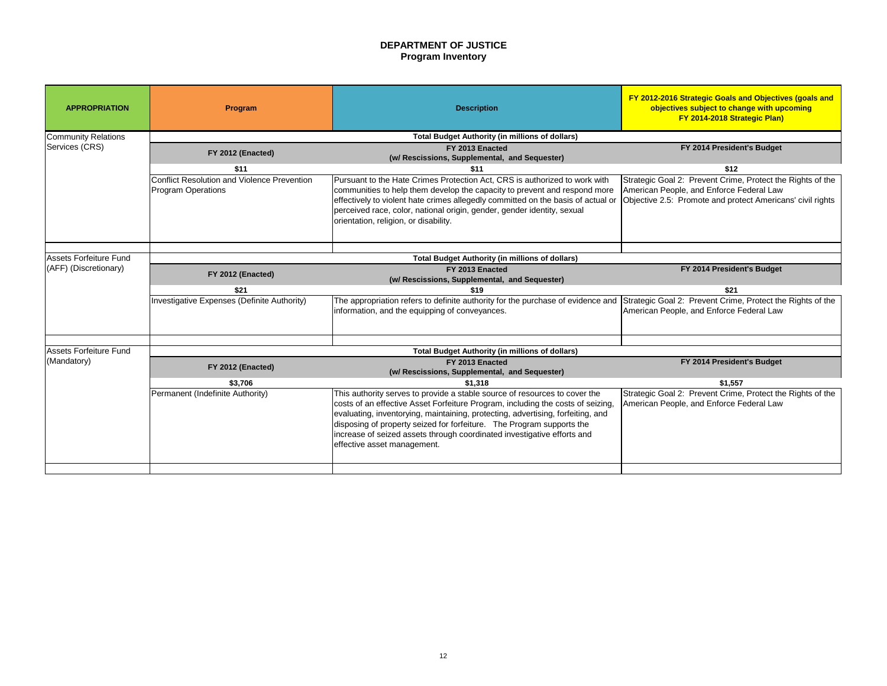# DEPARTMENT OF JUSTICE
## Program Inventory

| APPROPRIATION | Program | Description | FY 2012-2016 Strategic Goals and Objectives (goals and objectives subject to change with upcoming FY 2014-2018 Strategic Plan) |
|---|---|---|---|
| Community Relations Services (CRS) | | **Total Budget Authority (in millions of dollars)** | |
| | **FY 2012 (Enacted)** | **FY 2013 Enacted (w/ Rescissions, Supplemental, and Sequester)** | **FY 2014 President's Budget** |
| | **$11** | **$11** | **$12** |
| | Conflict Resolution and Violence Prevention Program Operations | Pursuant to the Hate Crimes Protection Act, CRS is authorized to work with communities to help them develop the capacity to prevent and respond more effectively to violent hate crimes allegedly committed on the basis of actual or perceived race, color, national origin, gender, gender identity, sexual orientation, religion, or disability. | Strategic Goal 2: Prevent Crime, Protect the Rights of the American People, and Enforce Federal Law Objective 2.5: Promote and protect Americans' civil rights |
| | | | |
| Assets Forfeiture Fund (AFF) (Discretionary) | | **Total Budget Authority (in millions of dollars)** | |
| | **FY 2012 (Enacted)** | **FY 2013 Enacted (w/ Rescissions, Supplemental, and Sequester)** | **FY 2014 President's Budget** |
| | **$21** | **$19** | **$21** |
| | Investigative Expenses (Definite Authority) | The appropriation refers to definite authority for the purchase of evidence and information, and the equipping of conveyances. | Strategic Goal 2: Prevent Crime, Protect the Rights of the American People, and Enforce Federal Law |
| | | | |
| Assets Forfeiture Fund (Mandatory) | | **Total Budget Authority (in millions of dollars)** | |
| | **FY 2012 (Enacted)** | **FY 2013 Enacted (w/ Rescissions, Supplemental, and Sequester)** | **FY 2014 President's Budget** |
| | **$3,706** | **$1,318** | **$1,557** |
| | Permanent (Indefinite Authority) | This authority serves to provide a stable source of resources to cover the costs of an effective Asset Forfeiture Program, including the costs of seizing, evaluating, inventorying, maintaining, protecting, advertising, forfeiting, and disposing of property seized for forfeiture. The Program supports the increase of seized assets through coordinated investigative efforts and effective asset management. | Strategic Goal 2: Prevent Crime, Protect the Rights of the American People, and Enforce Federal Law |
| | | | |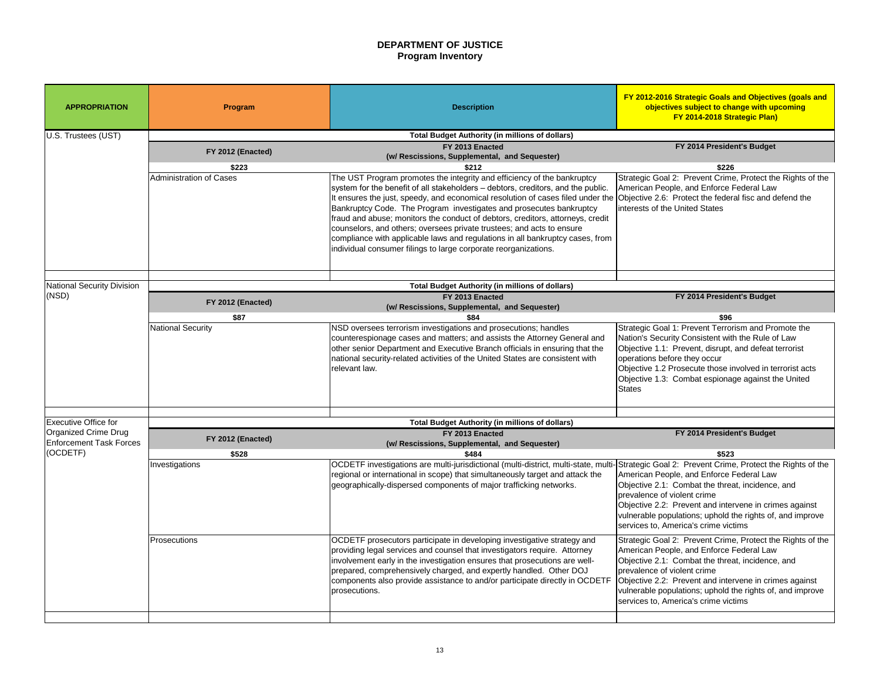# DEPARTMENT OF JUSTICE
## Program Inventory

| APPROPRIATION | Program | Description | FY 2012-2016 Strategic Goals and Objectives (goals and objectives subject to change with upcoming FY 2014-2018 Strategic Plan) |
|---|---|---|---|
| U.S. Trustees (UST) | | **Total Budget Authority (in millions of dollars)** | |
| | **FY 2012 (Enacted)** | **FY 2013 Enacted (w/ Rescissions, Supplemental, and Sequester)** | **FY 2014 President's Budget** |
| | **$223** | **$212** | **$226** |
| | Administration of Cases | The UST Program promotes the integrity and efficiency of the bankruptcy system for the benefit of all stakeholders – debtors, creditors, and the public. It ensures the just, speedy, and economical resolution of cases filed under the Bankruptcy Code. The Program investigates and prosecutes bankruptcy fraud and abuse; monitors the conduct of debtors, creditors, attorneys, credit counselors, and others; oversees private trustees; and acts to ensure compliance with applicable laws and regulations in all bankruptcy cases, from individual consumer filings to large corporate reorganizations. | Strategic Goal 2: Prevent Crime, Protect the Rights of the American People, and Enforce Federal Law<br>Objective 2.6: Protect the federal fisc and defend the interests of the United States |
| National Security Division (NSD) | | **Total Budget Authority (in millions of dollars)** | |
| | **FY 2012 (Enacted)** | **FY 2013 Enacted (w/ Rescissions, Supplemental, and Sequester)** | **FY 2014 President's Budget** |
| | **$87** | **$84** | **$96** |
| | National Security | NSD oversees terrorism investigations and prosecutions; handles counterespionage cases and matters; and assists the Attorney General and other senior Department and Executive Branch officials in ensuring that the national security-related activities of the United States are consistent with relevant law. | Strategic Goal 1: Prevent Terrorism and Promote the Nation's Security Consistent with the Rule of Law<br>Objective 1.1: Prevent, disrupt, and defeat terrorist operations before they occur<br>Objective 1.2 Prosecute those involved in terrorist acts<br>Objective 1.3: Combat espionage against the United States |
| Executive Office for Organized Crime Drug Enforcement Task Forces (OCDETF) | | **Total Budget Authority (in millions of dollars)** | |
| | **FY 2012 (Enacted)** | **FY 2013 Enacted (w/ Rescissions, Supplemental, and Sequester)** | **FY 2014 President's Budget** |
| | **$528** | **$484** | **$523** |
| | Investigations | OCDETF investigations are multi-jurisdictional (multi-district, multi-state, multi-regional or international in scope) that simultaneously target and attack the geographically-dispersed components of major trafficking networks. | Strategic Goal 2: Prevent Crime, Protect the Rights of the American People, and Enforce Federal Law<br>Objective 2.1: Combat the threat, incidence, and prevalence of violent crime<br>Objective 2.2: Prevent and intervene in crimes against vulnerable populations; uphold the rights of, and improve services to, America's crime victims |
| | Prosecutions | OCDETF prosecutors participate in developing investigative strategy and providing legal services and counsel that investigators require. Attorney involvement early in the investigation ensures that prosecutions are well-prepared, comprehensively charged, and expertly handled. Other DOJ components also provide assistance to and/or participate directly in OCDETF prosecutions. | Strategic Goal 2: Prevent Crime, Protect the Rights of the American People, and Enforce Federal Law<br>Objective 2.1: Combat the threat, incidence, and prevalence of violent crime<br>Objective 2.2: Prevent and intervene in crimes against vulnerable populations; uphold the rights of, and improve services to, America's crime victims |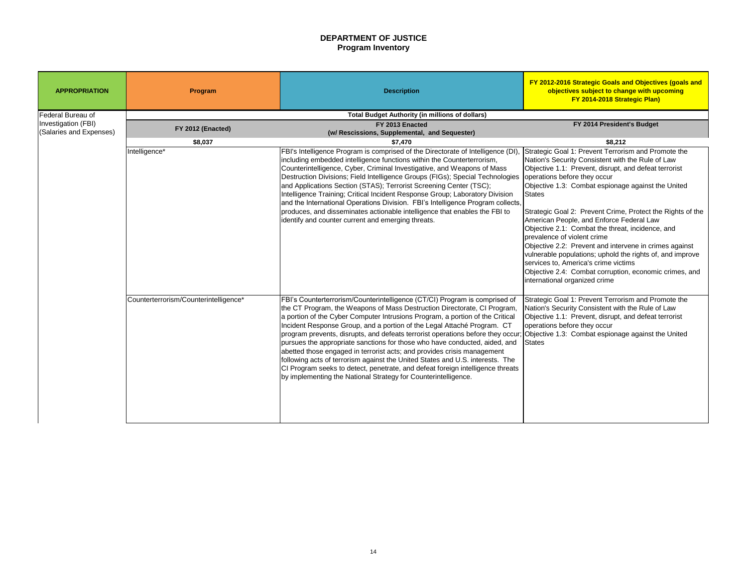# DEPARTMENT OF JUSTICE
## Program Inventory

| APPROPRIATION | Program | Description | FY 2012-2016 Strategic Goals and Objectives (goals and objectives subject to change with upcoming FY 2014-2018 Strategic Plan) |
|---|---|---|---|
| Federal Bureau of Investigation (FBI) (Salaries and Expenses) | | Total Budget Authority (in millions of dollars) | |
| | FY 2012 (Enacted) | FY 2013 Enacted (w/ Rescissions, Supplemental, and Sequester) | FY 2014 President's Budget |
| | $8,037 | $7,470 | $8,212 |
| | Intelligence* | FBI's Intelligence Program is comprised of the Directorate of Intelligence (DI), including embedded intelligence functions within the Counterterrorism, Counterintelligence, Cyber, Criminal Investigative, and Weapons of Mass Destruction Divisions; Field Intelligence Groups (FIGs); Special Technologies and Applications Section (STAS); Terrorist Screening Center (TSC); Intelligence Training; Critical Incident Response Group; Laboratory Division and the International Operations Division. FBI's Intelligence Program collects, produces, and disseminates actionable intelligence that enables the FBI to identify and counter current and emerging threats. | Strategic Goal 1: Prevent Terrorism and Promote the Nation's Security Consistent with the Rule of Law<br>Objective 1.1: Prevent, disrupt, and defeat terrorist operations before they occur<br>Objective 1.3: Combat espionage against the United States<br><br>Strategic Goal 2: Prevent Crime, Protect the Rights of the American People, and Enforce Federal Law<br>Objective 2.1: Combat the threat, incidence, and prevalence of violent crime<br>Objective 2.2: Prevent and intervene in crimes against vulnerable populations; uphold the rights of, and improve services to, America's crime victims<br>Objective 2.4: Combat corruption, economic crimes, and international organized crime |
| | Counterterrorism/Counterintelligence* | FBI's Counterterrorism/Counterintelligence (CT/CI) Program is comprised of the CT Program, the Weapons of Mass Destruction Directorate, CI Program, a portion of the Cyber Computer Intrusions Program, a portion of the Critical Incident Response Group, and a portion of the Legal Attaché Program. CT program prevents, disrupts, and defeats terrorist operations before they occur; pursues the appropriate sanctions for those who have conducted, aided, and abetted those engaged in terrorist acts; and provides crisis management following acts of terrorism against the United States and U.S. interests. The CI Program seeks to detect, penetrate, and defeat foreign intelligence threats by implementing the National Strategy for Counterintelligence. | Strategic Goal 1: Prevent Terrorism and Promote the Nation's Security Consistent with the Rule of Law<br>Objective 1.1: Prevent, disrupt, and defeat terrorist operations before they occur<br>Objective 1.3: Combat espionage against the United States |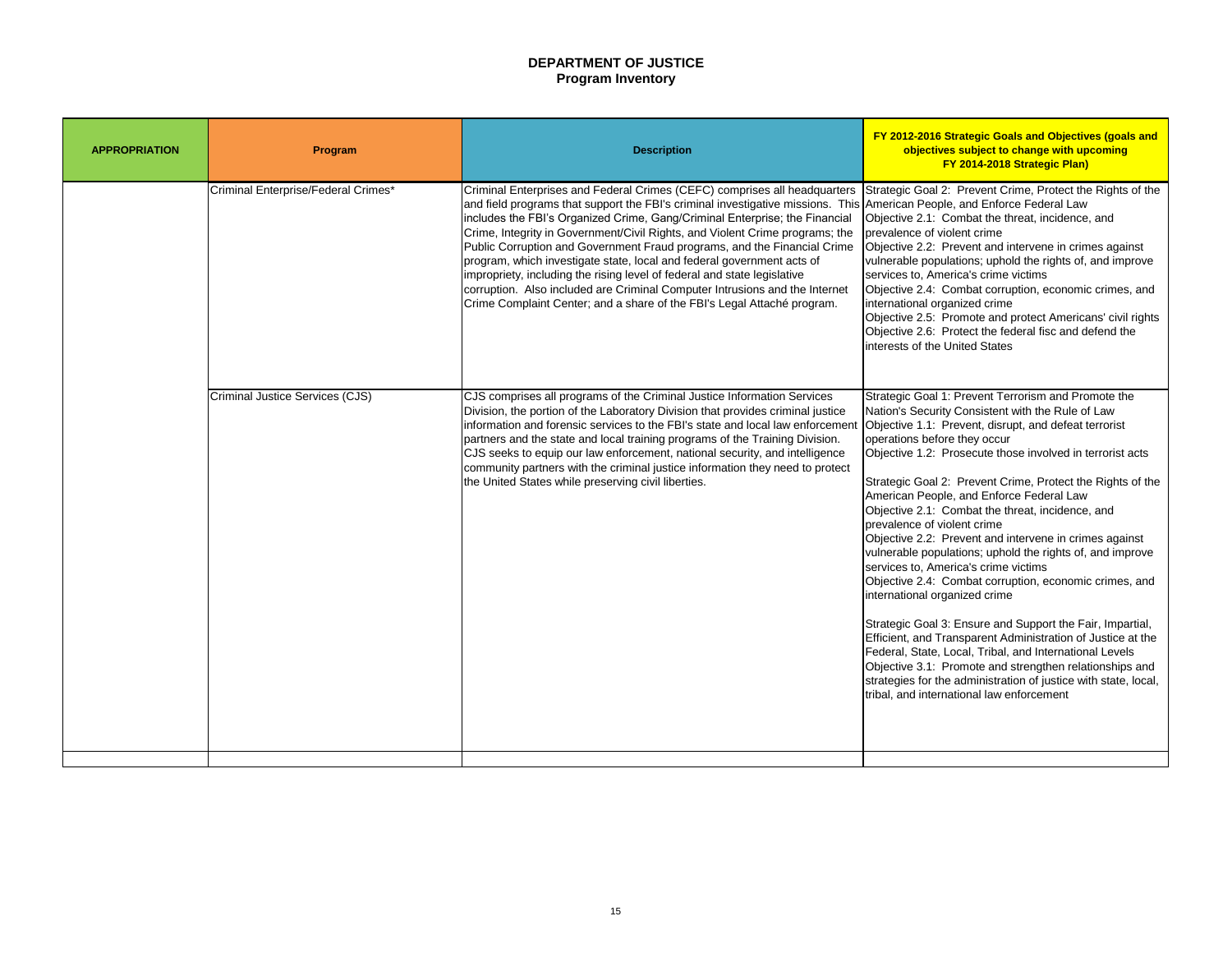**DEPARTMENT OF JUSTICE**
**Program Inventory**

| APPROPRIATION | Program | Description | FY 2012-2016 Strategic Goals and Objectives (goals and objectives subject to change with upcoming FY 2014-2018 Strategic Plan) |
|---|---|---|---|
| | Criminal Enterprise/Federal Crimes* | Criminal Enterprises and Federal Crimes (CEFC) comprises all headquarters and field programs that support the FBI's criminal investigative missions. This includes the FBI's Organized Crime, Gang/Criminal Enterprise; the Financial Crime, Integrity in Government/Civil Rights, and Violent Crime programs; the Public Corruption and Government Fraud programs, and the Financial Crime program, which investigate state, local and federal government acts of impropriety, including the rising level of federal and state legislative corruption. Also included are Criminal Computer Intrusions and the Internet Crime Complaint Center; and a share of the FBI's Legal Attaché program. | Strategic Goal 2: Prevent Crime, Protect the Rights of the American People, and Enforce Federal Law<br>Objective 2.1: Combat the threat, incidence, and prevalence of violent crime<br>Objective 2.2: Prevent and intervene in crimes against vulnerable populations; uphold the rights of, and improve services to, America's crime victims<br>Objective 2.4: Combat corruption, economic crimes, and international organized crime<br>Objective 2.5: Promote and protect Americans' civil rights<br>Objective 2.6: Protect the federal fisc and defend the interests of the United States |
| | Criminal Justice Services (CJS) | CJS comprises all programs of the Criminal Justice Information Services Division, the portion of the Laboratory Division that provides criminal justice information and forensic services to the FBI's state and local law enforcement partners and the state and local training programs of the Training Division. CJS seeks to equip our law enforcement, national security, and intelligence community partners with the criminal justice information they need to protect the United States while preserving civil liberties. | Strategic Goal 1: Prevent Terrorism and Promote the Nation's Security Consistent with the Rule of Law<br>Objective 1.1: Prevent, disrupt, and defeat terrorist operations before they occur<br>Objective 1.2: Prosecute those involved in terrorist acts<br><br>Strategic Goal 2: Prevent Crime, Protect the Rights of the American People, and Enforce Federal Law<br>Objective 2.1: Combat the threat, incidence, and prevalence of violent crime<br>Objective 2.2: Prevent and intervene in crimes against vulnerable populations; uphold the rights of, and improve services to, America's crime victims<br>Objective 2.4: Combat corruption, economic crimes, and international organized crime<br><br>Strategic Goal 3: Ensure and Support the Fair, Impartial, Efficient, and Transparent Administration of Justice at the Federal, State, Local, Tribal, and International Levels<br>Objective 3.1: Promote and strengthen relationships and strategies for the administration of justice with state, local, tribal, and international law enforcement |
| | | | |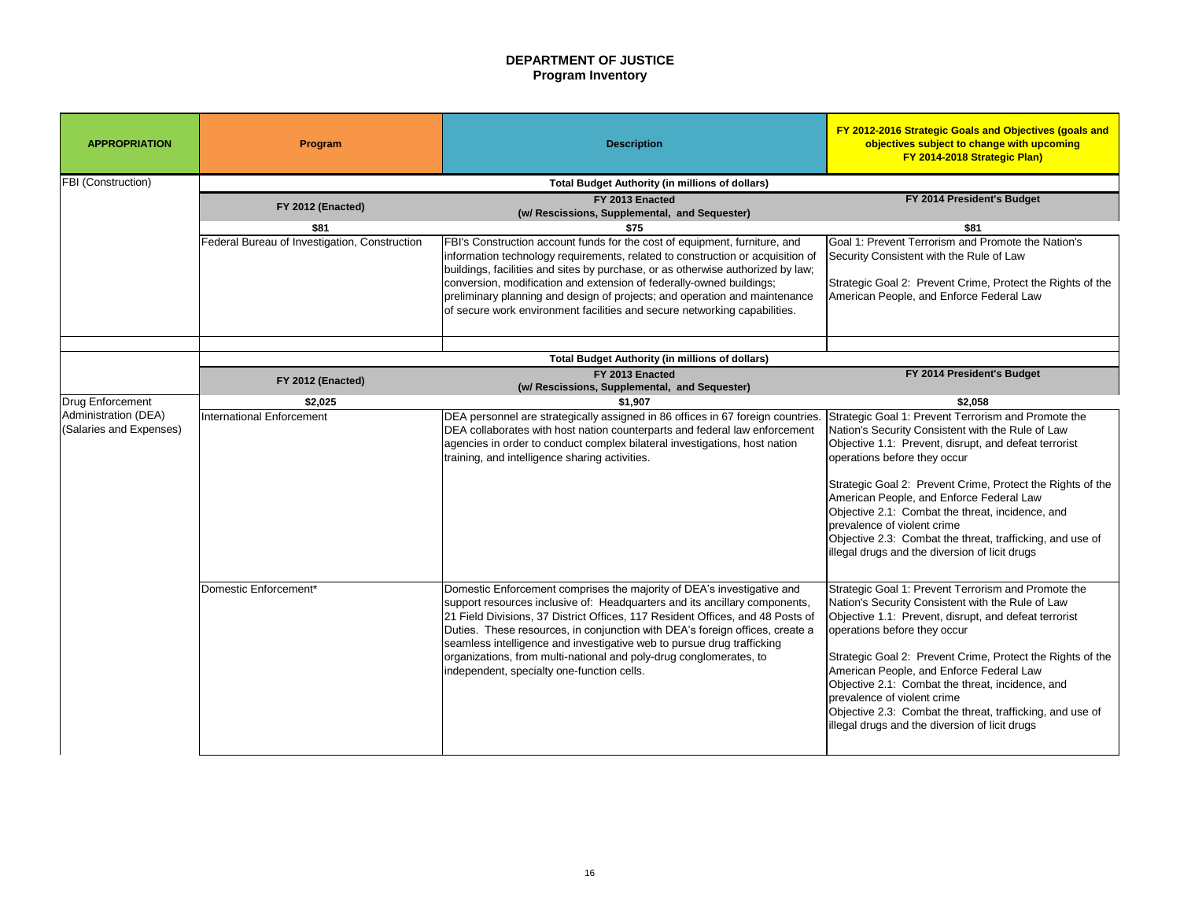# DEPARTMENT OF JUSTICE
## Program Inventory

| APPROPRIATION | Program | Description | FY 2012-2016 Strategic Goals and Objectives (goals and objectives subject to change with upcoming FY 2014-2018 Strategic Plan) |
|---|---|---|---|
| FBI (Construction) | Total Budget Authority (in millions of dollars) | | |
| | FY 2012 (Enacted) | FY 2013 Enacted (w/ Rescissions, Supplemental, and Sequester) | FY 2014 President's Budget |
| | $81 | $75 | $81 |
| | Federal Bureau of Investigation, Construction | FBI's Construction account funds for the cost of equipment, furniture, and information technology requirements, related to construction or acquisition of buildings, facilities and sites by purchase, or as otherwise authorized by law; conversion, modification and extension of federally-owned buildings; preliminary planning and design of projects; and operation and maintenance of secure work environment facilities and secure networking capabilities. | Goal 1: Prevent Terrorism and Promote the Nation's Security Consistent with the Rule of Law<br><br>Strategic Goal 2: Prevent Crime, Protect the Rights of the American People, and Enforce Federal Law |
| | | | |
| | Total Budget Authority (in millions of dollars) | | |
| | FY 2012 (Enacted) | FY 2013 Enacted (w/ Rescissions, Supplemental, and Sequester) | FY 2014 President's Budget |
| Drug Enforcement Administration (DEA) (Salaries and Expenses) | $2,025 | $1,907 | $2,058 |
| | International Enforcement | DEA personnel are strategically assigned in 86 offices in 67 foreign countries. DEA collaborates with host nation counterparts and federal law enforcement agencies in order to conduct complex bilateral investigations, host nation training, and intelligence sharing activities. | Strategic Goal 1: Prevent Terrorism and Promote the Nation's Security Consistent with the Rule of Law<br>Objective 1.1: Prevent, disrupt, and defeat terrorist operations before they occur<br><br>Strategic Goal 2: Prevent Crime, Protect the Rights of the American People, and Enforce Federal Law<br>Objective 2.1: Combat the threat, incidence, and prevalence of violent crime<br>Objective 2.3: Combat the threat, trafficking, and use of illegal drugs and the diversion of licit drugs |
| | Domestic Enforcement* | Domestic Enforcement comprises the majority of DEA's investigative and support resources inclusive of: Headquarters and its ancillary components, 21 Field Divisions, 37 District Offices, 117 Resident Offices, and 48 Posts of Duties. These resources, in conjunction with DEA's foreign offices, create a seamless intelligence and investigative web to pursue drug trafficking organizations, from multi-national and poly-drug conglomerates, to independent, specialty one-function cells. | Strategic Goal 1: Prevent Terrorism and Promote the Nation's Security Consistent with the Rule of Law<br>Objective 1.1: Prevent, disrupt, and defeat terrorist operations before they occur<br><br>Strategic Goal 2: Prevent Crime, Protect the Rights of the American People, and Enforce Federal Law<br>Objective 2.1: Combat the threat, incidence, and prevalence of violent crime<br>Objective 2.3: Combat the threat, trafficking, and use of illegal drugs and the diversion of licit drugs |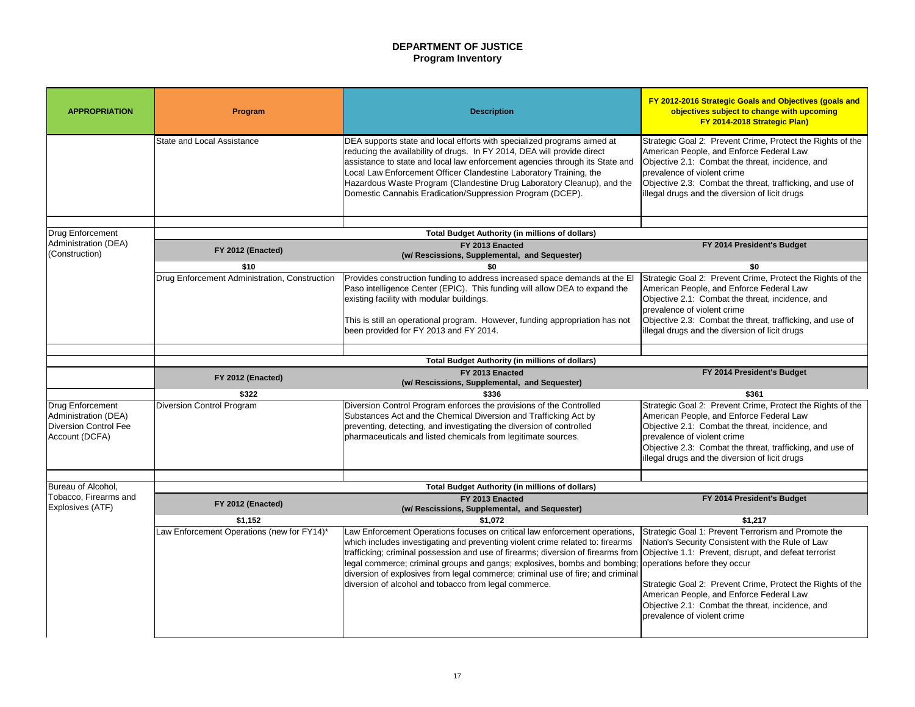# DEPARTMENT OF JUSTICE
## Program Inventory

| APPROPRIATION | Program | Description | FY 2012-2016 Strategic Goals and Objectives (goals and objectives subject to change with upcoming FY 2014-2018 Strategic Plan) |
|---|---|---|---|
| | State and Local Assistance | DEA supports state and local efforts with specialized programs aimed at reducing the availability of drugs. In FY 2014, DEA will provide direct assistance to state and local law enforcement agencies through its State and Local Law Enforcement Officer Clandestine Laboratory Training, the Hazardous Waste Program (Clandestine Drug Laboratory Cleanup), and the Domestic Cannabis Eradication/Suppression Program (DCEP). | Strategic Goal 2: Prevent Crime, Protect the Rights of the American People, and Enforce Federal Law<br>Objective 2.1: Combat the threat, incidence, and prevalence of violent crime<br>Objective 2.3: Combat the threat, trafficking, and use of illegal drugs and the diversion of licit drugs |
| | | | |
| Drug Enforcement Administration (DEA) (Construction) | **Total Budget Authority (in millions of dollars)** | | |
| | **FY 2012 (Enacted)** | **FY 2013 Enacted (w/ Rescissions, Supplemental, and Sequester)** | **FY 2014 President's Budget** |
| | **$10** | **$0** | **$0** |
| | Drug Enforcement Administration, Construction | Provides construction funding to address increased space demands at the El Paso intelligence Center (EPIC). This funding will allow DEA to expand the existing facility with modular buildings.<br><br>This is still an operational program. However, funding appropriation has not been provided for FY 2013 and FY 2014. | Strategic Goal 2: Prevent Crime, Protect the Rights of the American People, and Enforce Federal Law<br>Objective 2.1: Combat the threat, incidence, and prevalence of violent crime<br>Objective 2.3: Combat the threat, trafficking, and use of illegal drugs and the diversion of licit drugs |
| | | | |
| | **Total Budget Authority (in millions of dollars)** | | |
| | **FY 2012 (Enacted)** | **FY 2013 Enacted (w/ Rescissions, Supplemental, and Sequester)** | **FY 2014 President's Budget** |
| | **$322** | **$336** | **$361** |
| Drug Enforcement Administration (DEA) Diversion Control Fee Account (DCFA) | Diversion Control Program | Diversion Control Program enforces the provisions of the Controlled Substances Act and the Chemical Diversion and Trafficking Act by preventing, detecting, and investigating the diversion of controlled pharmaceuticals and listed chemicals from legitimate sources. | Strategic Goal 2: Prevent Crime, Protect the Rights of the American People, and Enforce Federal Law<br>Objective 2.1: Combat the threat, incidence, and prevalence of violent crime<br>Objective 2.3: Combat the threat, trafficking, and use of illegal drugs and the diversion of licit drugs |
| | | | |
| Bureau of Alcohol, Tobacco, Firearms and Explosives (ATF) | **Total Budget Authority (in millions of dollars)** | | |
| | **FY 2012 (Enacted)** | **FY 2013 Enacted (w/ Rescissions, Supplemental, and Sequester)** | **FY 2014 President's Budget** |
| | **$1,152** | **$1,072** | **$1,217** |
| | Law Enforcement Operations (new for FY14)* | Law Enforcement Operations focuses on critical law enforcement operations, which includes investigating and preventing violent crime related to: firearms trafficking; criminal possession and use of firearms; diversion of firearms from legal commerce; criminal groups and gangs; explosives, bombs and bombing; diversion of explosives from legal commerce; criminal use of fire; and criminal diversion of alcohol and tobacco from legal commerce. | Strategic Goal 1: Prevent Terrorism and Promote the Nation's Security Consistent with the Rule of Law<br>Objective 1.1: Prevent, disrupt, and defeat terrorist operations before they occur<br><br>Strategic Goal 2: Prevent Crime, Protect the Rights of the American People, and Enforce Federal Law<br>Objective 2.1: Combat the threat, incidence, and prevalence of violent crime |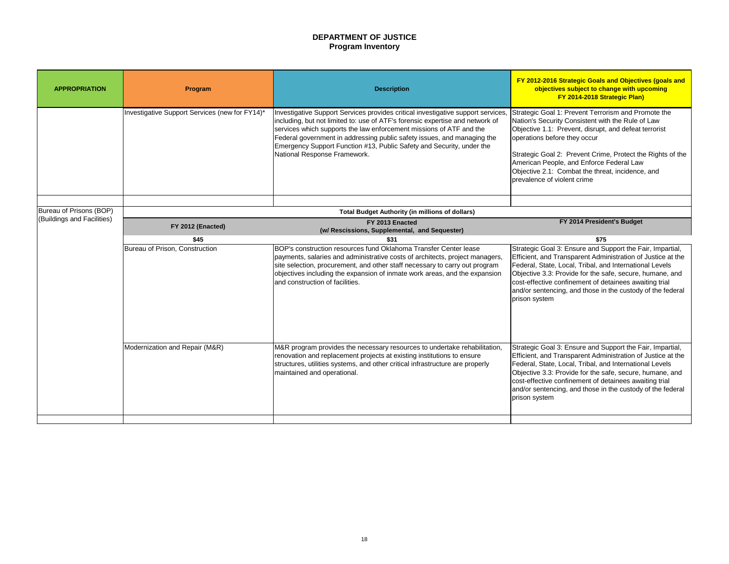# DEPARTMENT OF JUSTICE
## Program Inventory

| APPROPRIATION | Program | Description | FY 2012-2016 Strategic Goals and Objectives (goals and objectives subject to change with upcoming FY 2014-2018 Strategic Plan) |
|---|---|---|---|
| | Investigative Support Services (new for FY14)* | Investigative Support Services provides critical investigative support services, including, but not limited to: use of ATF's forensic expertise and network of services which supports the law enforcement missions of ATF and the Federal government in addressing public safety issues, and managing the Emergency Support Function #13, Public Safety and Security, under the National Response Framework. | Strategic Goal 1: Prevent Terrorism and Promote the Nation's Security Consistent with the Rule of Law<br>Objective 1.1: Prevent, disrupt, and defeat terrorist operations before they occur<br><br>Strategic Goal 2: Prevent Crime, Protect the Rights of the American People, and Enforce Federal Law<br>Objective 2.1: Combat the threat, incidence, and prevalence of violent crime |
| | | | |
| Bureau of Prisons (BOP) (Buildings and Facilities) | Total Budget Authority (in millions of dollars) | | |
| | FY 2012 (Enacted) | FY 2013 Enacted (w/ Rescissions, Supplemental, and Sequester) | FY 2014 President's Budget |
| | $45 | $31 | $75 |
| | Bureau of Prison, Construction | BOP's construction resources fund Oklahoma Transfer Center lease payments, salaries and administrative costs of architects, project managers, site selection, procurement, and other staff necessary to carry out program objectives including the expansion of inmate work areas, and the expansion and construction of facilities. | Strategic Goal 3: Ensure and Support the Fair, Impartial, Efficient, and Transparent Administration of Justice at the Federal, State, Local, Tribal, and International Levels<br>Objective 3.3: Provide for the safe, secure, humane, and cost-effective confinement of detainees awaiting trial and/or sentencing, and those in the custody of the federal prison system |
| | Modernization and Repair (M&R) | M&R program provides the necessary resources to undertake rehabilitation, renovation and replacement projects at existing institutions to ensure structures, utilities systems, and other critical infrastructure are properly maintained and operational. | Strategic Goal 3: Ensure and Support the Fair, Impartial, Efficient, and Transparent Administration of Justice at the Federal, State, Local, Tribal, and International Levels<br>Objective 3.3: Provide for the safe, secure, humane, and cost-effective confinement of detainees awaiting trial and/or sentencing, and those in the custody of the federal prison system |
| | | | |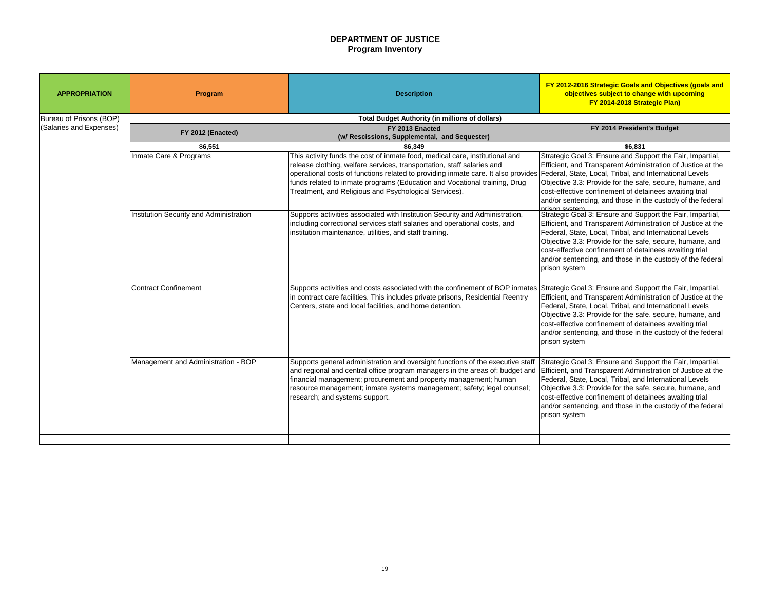# DEPARTMENT OF JUSTICE
## Program Inventory

| APPROPRIATION | Program | Description | FY 2012-2016 Strategic Goals and Objectives (goals and objectives subject to change with upcoming FY 2014-2018 Strategic Plan) |
|---|---|---|---|
| Bureau of Prisons (BOP) (Salaries and Expenses) | **Total Budget Authority (in millions of dollars)** | | |
| | **FY 2012 (Enacted)** | **FY 2013 Enacted (w/ Rescissions, Supplemental, and Sequester)** | **FY 2014 President's Budget** |
| | **$6,551** | **$6,349** | **$6,831** |
| | Inmate Care & Programs | This activity funds the cost of inmate food, medical care, institutional and release clothing, welfare services, transportation, staff salaries and operational costs of functions related to providing inmate care. It also provides funds related to inmate programs (Education and Vocational training, Drug Treatment, and Religious and Psychological Services). | Strategic Goal 3: Ensure and Support the Fair, Impartial, Efficient, and Transparent Administration of Justice at the Federal, State, Local, Tribal, and International Levels Objective 3.3: Provide for the safe, secure, humane, and cost-effective confinement of detainees awaiting trial and/or sentencing, and those in the custody of the federal prison system |
| | Institution Security and Administration | Supports activities associated with Institution Security and Administration, including correctional services staff salaries and operational costs, and institution maintenance, utilities, and staff training. | Strategic Goal 3: Ensure and Support the Fair, Impartial, Efficient, and Transparent Administration of Justice at the Federal, State, Local, Tribal, and International Levels Objective 3.3: Provide for the safe, secure, humane, and cost-effective confinement of detainees awaiting trial and/or sentencing, and those in the custody of the federal prison system |
| | Contract Confinement | Supports activities and costs associated with the confinement of BOP inmates in contract care facilities. This includes private prisons, Residential Reentry Centers, state and local facilities, and home detention. | Strategic Goal 3: Ensure and Support the Fair, Impartial, Efficient, and Transparent Administration of Justice at the Federal, State, Local, Tribal, and International Levels Objective 3.3: Provide for the safe, secure, humane, and cost-effective confinement of detainees awaiting trial and/or sentencing, and those in the custody of the federal prison system |
| | Management and Administration - BOP | Supports general administration and oversight functions of the executive staff and regional and central office program managers in the areas of: budget and financial management; procurement and property management; human resource management; inmate systems management; safety; legal counsel; research; and systems support. | Strategic Goal 3: Ensure and Support the Fair, Impartial, Efficient, and Transparent Administration of Justice at the Federal, State, Local, Tribal, and International Levels Objective 3.3: Provide for the safe, secure, humane, and cost-effective confinement of detainees awaiting trial and/or sentencing, and those in the custody of the federal prison system |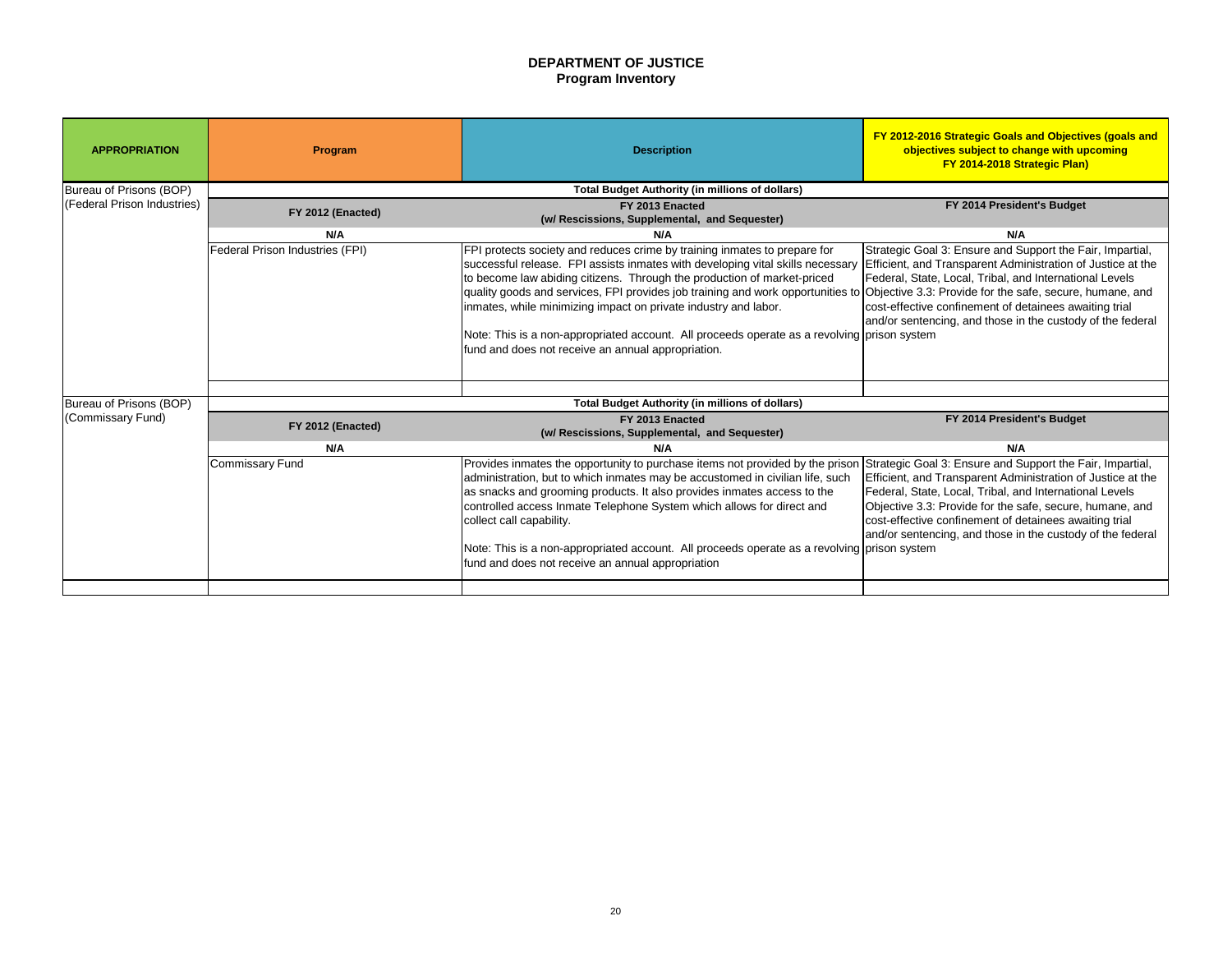# DEPARTMENT OF JUSTICE
## Program Inventory

| APPROPRIATION | Program | Description | FY 2012-2016 Strategic Goals and Objectives (goals and objectives subject to change with upcoming FY 2014-2018 Strategic Plan) |
|---|---|---|---|
| Bureau of Prisons (BOP) (Federal Prison Industries) | **Total Budget Authority (in millions of dollars)** | | |
| | **FY 2012 (Enacted)** | **FY 2013 Enacted (w/ Rescissions, Supplemental, and Sequester)** | **FY 2014 President's Budget** |
| | **N/A** | **N/A** | **N/A** |
| | Federal Prison Industries (FPI) | FPI protects society and reduces crime by training inmates to prepare for successful release. FPI assists inmates with developing vital skills necessary to become law abiding citizens. Through the production of market-priced quality goods and services, FPI provides job training and work opportunities to inmates, while minimizing impact on private industry and labor.<br><br>Note: This is a non-appropriated account. All proceeds operate as a revolving fund and does not receive an annual appropriation. | Strategic Goal 3: Ensure and Support the Fair, Impartial, Efficient, and Transparent Administration of Justice at the Federal, State, Local, Tribal, and International Levels Objective 3.3: Provide for the safe, secure, humane, and cost-effective confinement of detainees awaiting trial and/or sentencing, and those in the custody of the federal prison system |
| | | | |
| Bureau of Prisons (BOP) (Commissary Fund) | **Total Budget Authority (in millions of dollars)** | | |
| | **FY 2012 (Enacted)** | **FY 2013 Enacted (w/ Rescissions, Supplemental, and Sequester)** | **FY 2014 President's Budget** |
| | **N/A** | **N/A** | **N/A** |
| | Commissary Fund | Provides inmates the opportunity to purchase items not provided by the prison administration, but to which inmates may be accustomed in civilian life, such as snacks and grooming products. It also provides inmates access to the controlled access Inmate Telephone System which allows for direct and collect call capability.<br><br>Note: This is a non-appropriated account. All proceeds operate as a revolving fund and does not receive an annual appropriation | Strategic Goal 3: Ensure and Support the Fair, Impartial, Efficient, and Transparent Administration of Justice at the Federal, State, Local, Tribal, and International Levels Objective 3.3: Provide for the safe, secure, humane, and cost-effective confinement of detainees awaiting trial and/or sentencing, and those in the custody of the federal prison system |
| | | | |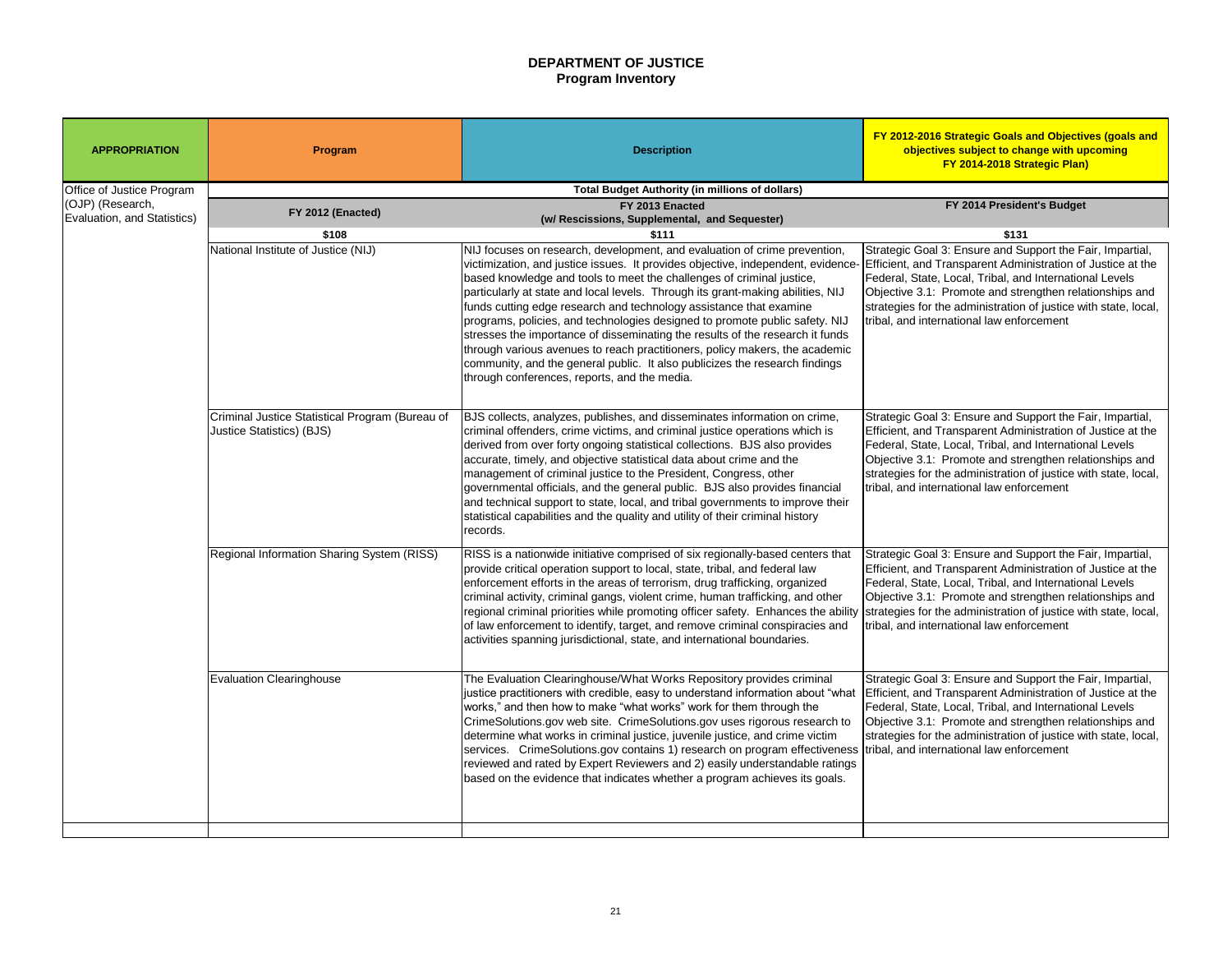# DEPARTMENT OF JUSTICE
## Program Inventory

| APPROPRIATION | Program | Description | FY 2012-2016 Strategic Goals and Objectives (goals and objectives subject to change with upcoming FY 2014-2018 Strategic Plan) |
|---|---|---|---|
| Office of Justice Program (OJP) (Research, Evaluation, and Statistics) | **Total Budget Authority (in millions of dollars)** | | |
| | **FY 2012 (Enacted)** | **FY 2013 Enacted (w/ Rescissions, Supplemental, and Sequester)** | **FY 2014 President's Budget** |
| | **$108** | **$111** | **$131** |
| | National Institute of Justice (NIJ) | NIJ focuses on research, development, and evaluation of crime prevention, victimization, and justice issues. It provides objective, independent, evidence-based knowledge and tools to meet the challenges of criminal justice, particularly at state and local levels. Through its grant-making abilities, NIJ funds cutting edge research and technology assistance that examine programs, policies, and technologies designed to promote public safety. NIJ stresses the importance of disseminating the results of the research it funds through various avenues to reach practitioners, policy makers, the academic community, and the general public. It also publicizes the research findings through conferences, reports, and the media. | Strategic Goal 3: Ensure and Support the Fair, Impartial, Efficient, and Transparent Administration of Justice at the Federal, State, Local, Tribal, and International Levels Objective 3.1: Promote and strengthen relationships and strategies for the administration of justice with state, local, tribal, and international law enforcement |
| | Criminal Justice Statistical Program (Bureau of Justice Statistics) (BJS) | BJS collects, analyzes, publishes, and disseminates information on crime, criminal offenders, crime victims, and criminal justice operations which is derived from over forty ongoing statistical collections. BJS also provides accurate, timely, and objective statistical data about crime and the management of criminal justice to the President, Congress, other governmental officials, and the general public. BJS also provides financial and technical support to state, local, and tribal governments to improve their statistical capabilities and the quality and utility of their criminal history records. | Strategic Goal 3: Ensure and Support the Fair, Impartial, Efficient, and Transparent Administration of Justice at the Federal, State, Local, Tribal, and International Levels Objective 3.1: Promote and strengthen relationships and strategies for the administration of justice with state, local, tribal, and international law enforcement |
| | Regional Information Sharing System (RISS) | RISS is a nationwide initiative comprised of six regionally-based centers that provide critical operation support to local, state, tribal, and federal law enforcement efforts in the areas of terrorism, drug trafficking, organized criminal activity, criminal gangs, violent crime, human trafficking, and other regional criminal priorities while promoting officer safety. Enhances the ability of law enforcement to identify, target, and remove criminal conspiracies and activities spanning jurisdictional, state, and international boundaries. | Strategic Goal 3: Ensure and Support the Fair, Impartial, Efficient, and Transparent Administration of Justice at the Federal, State, Local, Tribal, and International Levels Objective 3.1: Promote and strengthen relationships and strategies for the administration of justice with state, local, tribal, and international law enforcement |
| | Evaluation Clearinghouse | The Evaluation Clearinghouse/What Works Repository provides criminal justice practitioners with credible, easy to understand information about "what works," and then how to make "what works" work for them through the CrimeSolutions.gov web site. CrimeSolutions.gov uses rigorous research to determine what works in criminal justice, juvenile justice, and crime victim services. CrimeSolutions.gov contains 1) research on program effectiveness reviewed and rated by Expert Reviewers and 2) easily understandable ratings based on the evidence that indicates whether a program achieves its goals. | Strategic Goal 3: Ensure and Support the Fair, Impartial, Efficient, and Transparent Administration of Justice at the Federal, State, Local, Tribal, and International Levels Objective 3.1: Promote and strengthen relationships and strategies for the administration of justice with state, local, tribal, and international law enforcement |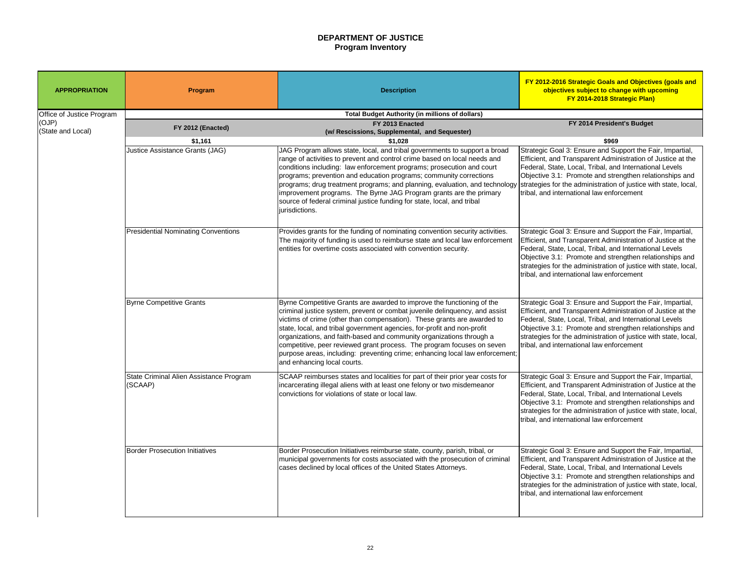# DEPARTMENT OF JUSTICE
## Program Inventory

| APPROPRIATION | Program | Description | FY 2012-2016 Strategic Goals and Objectives (goals and objectives subject to change with upcoming FY 2014-2018 Strategic Plan) |
|---|---|---|---|
| Office of Justice Program (OJP) (State and Local) | Total Budget Authority (in millions of dollars) | | |
| | FY 2012 (Enacted) | FY 2013 Enacted (w/ Rescissions, Supplemental, and Sequester) | FY 2014 President's Budget |
| | $1,161 | $1,028 | $969 |
| | Justice Assistance Grants (JAG) | JAG Program allows state, local, and tribal governments to support a broad range of activities to prevent and control crime based on local needs and conditions including: law enforcement programs; prosecution and court programs; prevention and education programs; community corrections programs; drug treatment programs; and planning, evaluation, and technology improvement programs. The Byrne JAG Program grants are the primary source of federal criminal justice funding for state, local, and tribal jurisdictions. | Strategic Goal 3: Ensure and Support the Fair, Impartial, Efficient, and Transparent Administration of Justice at the Federal, State, Local, Tribal, and International Levels Objective 3.1: Promote and strengthen relationships and strategies for the administration of justice with state, local, tribal, and international law enforcement |
| | Presidential Nominating Conventions | Provides grants for the funding of nominating convention security activities. The majority of funding is used to reimburse state and local law enforcement entities for overtime costs associated with convention security. | Strategic Goal 3: Ensure and Support the Fair, Impartial, Efficient, and Transparent Administration of Justice at the Federal, State, Local, Tribal, and International Levels Objective 3.1: Promote and strengthen relationships and strategies for the administration of justice with state, local, tribal, and international law enforcement |
| | Byrne Competitive Grants | Byrne Competitive Grants are awarded to improve the functioning of the criminal justice system, prevent or combat juvenile delinquency, and assist victims of crime (other than compensation). These grants are awarded to state, local, and tribal government agencies, for-profit and non-profit organizations, and faith-based and community organizations through a competitive, peer reviewed grant process. The program focuses on seven purpose areas, including: preventing crime; enhancing local law enforcement; and enhancing local courts. | Strategic Goal 3: Ensure and Support the Fair, Impartial, Efficient, and Transparent Administration of Justice at the Federal, State, Local, Tribal, and International Levels Objective 3.1: Promote and strengthen relationships and strategies for the administration of justice with state, local, tribal, and international law enforcement |
| | State Criminal Alien Assistance Program (SCAAP) | SCAAP reimburses states and localities for part of their prior year costs for incarcerating illegal aliens with at least one felony or two misdemeanor convictions for violations of state or local law. | Strategic Goal 3: Ensure and Support the Fair, Impartial, Efficient, and Transparent Administration of Justice at the Federal, State, Local, Tribal, and International Levels Objective 3.1: Promote and strengthen relationships and strategies for the administration of justice with state, local, tribal, and international law enforcement |
| | Border Prosecution Initiatives | Border Prosecution Initiatives reimburse state, county, parish, tribal, or municipal governments for costs associated with the prosecution of criminal cases declined by local offices of the United States Attorneys. | Strategic Goal 3: Ensure and Support the Fair, Impartial, Efficient, and Transparent Administration of Justice at the Federal, State, Local, Tribal, and International Levels Objective 3.1: Promote and strengthen relationships and strategies for the administration of justice with state, local, tribal, and international law enforcement |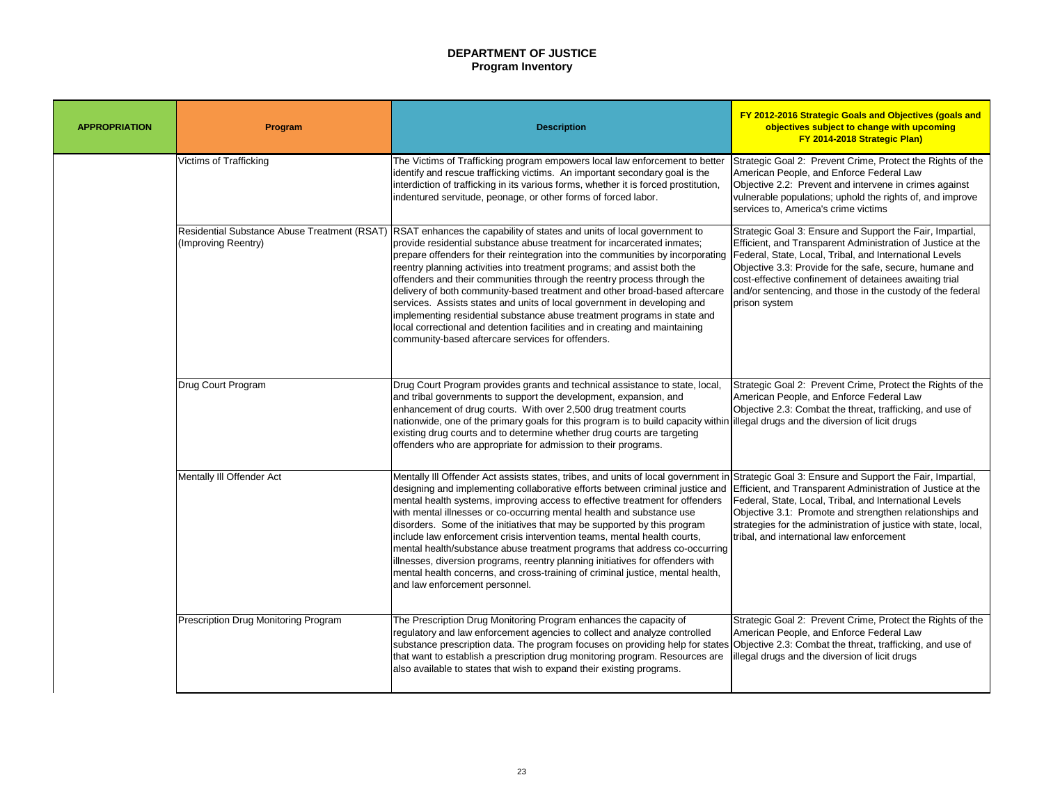# DEPARTMENT OF JUSTICE
## Program Inventory

| APPROPRIATION | Program | Description | FY 2012-2016 Strategic Goals and Objectives (goals and objectives subject to change with upcoming FY 2014-2018 Strategic Plan) |
|---|---|---|---|
| | Victims of Trafficking | The Victims of Trafficking program empowers local law enforcement to better identify and rescue trafficking victims. An important secondary goal is the interdiction of trafficking in its various forms, whether it is forced prostitution, indentured servitude, peonage, or other forms of forced labor. | Strategic Goal 2: Prevent Crime, Protect the Rights of the American People, and Enforce Federal Law<br>Objective 2.2: Prevent and intervene in crimes against vulnerable populations; uphold the rights of, and improve services to, America's crime victims |
| | Residential Substance Abuse Treatment (RSAT) (Improving Reentry) | RSAT enhances the capability of states and units of local government to provide residential substance abuse treatment for incarcerated inmates; prepare offenders for their reintegration into the communities by incorporating reentry planning activities into treatment programs; and assist both the offenders and their communities through the reentry process through the delivery of both community-based treatment and other broad-based aftercare services. Assists states and units of local government in developing and implementing residential substance abuse treatment programs in state and local correctional and detention facilities and in creating and maintaining community-based aftercare services for offenders. | Strategic Goal 3: Ensure and Support the Fair, Impartial, Efficient, and Transparent Administration of Justice at the Federal, State, Local, Tribal, and International Levels<br>Objective 3.3: Provide for the safe, secure, humane and cost-effective confinement of detainees awaiting trial and/or sentencing, and those in the custody of the federal prison system |
| | Drug Court Program | Drug Court Program provides grants and technical assistance to state, local, and tribal governments to support the development, expansion, and enhancement of drug courts. With over 2,500 drug treatment courts nationwide, one of the primary goals for this program is to build capacity within existing drug courts and to determine whether drug courts are targeting offenders who are appropriate for admission to their programs. | Strategic Goal 2: Prevent Crime, Protect the Rights of the American People, and Enforce Federal Law<br>Objective 2.3: Combat the threat, trafficking, and use of illegal drugs and the diversion of licit drugs |
| | Mentally Ill Offender Act | Mentally Ill Offender Act assists states, tribes, and units of local government in designing and implementing collaborative efforts between criminal justice and mental health systems, improving access to effective treatment for offenders with mental illnesses or co-occurring mental health and substance use disorders. Some of the initiatives that may be supported by this program include law enforcement crisis intervention teams, mental health courts, mental health/substance abuse treatment programs that address co-occurring illnesses, diversion programs, reentry planning initiatives for offenders with mental health concerns, and cross-training of criminal justice, mental health, and law enforcement personnel. | Strategic Goal 3: Ensure and Support the Fair, Impartial, Efficient, and Transparent Administration of Justice at the Federal, State, Local, Tribal, and International Levels<br>Objective 3.1: Promote and strengthen relationships and strategies for the administration of justice with state, local, tribal, and international law enforcement |
| | Prescription Drug Monitoring Program | The Prescription Drug Monitoring Program enhances the capacity of regulatory and law enforcement agencies to collect and analyze controlled substance prescription data. The program focuses on providing help for states that want to establish a prescription drug monitoring program. Resources are also available to states that wish to expand their existing programs. | Strategic Goal 2: Prevent Crime, Protect the Rights of the American People, and Enforce Federal Law<br>Objective 2.3: Combat the threat, trafficking, and use of illegal drugs and the diversion of licit drugs |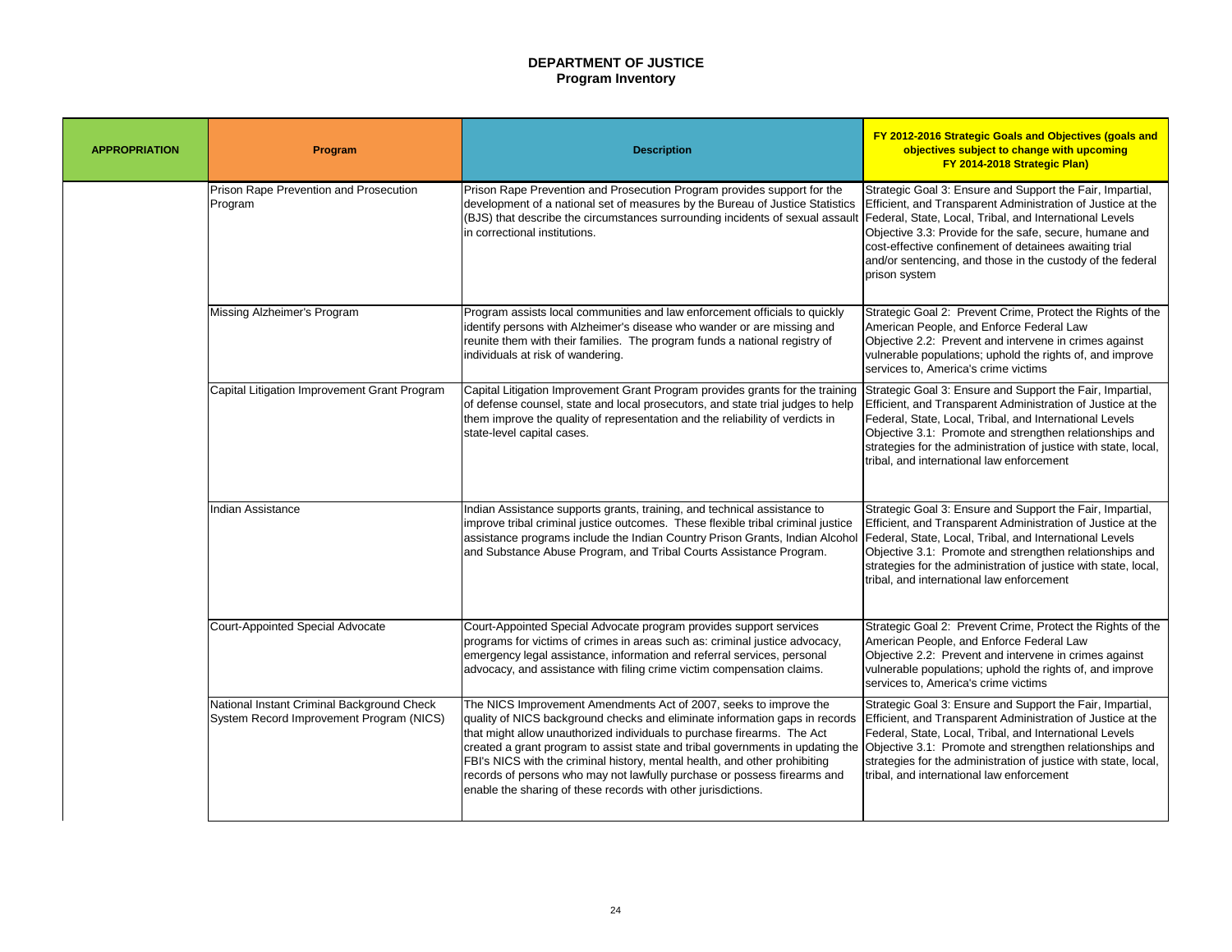## DEPARTMENT OF JUSTICE
### Program Inventory

| APPROPRIATION | Program | Description | FY 2012-2016 Strategic Goals and Objectives (goals and objectives subject to change with upcoming FY 2014-2018 Strategic Plan) |
|---|---|---|---|
| | Prison Rape Prevention and Prosecution Program | Prison Rape Prevention and Prosecution Program provides support for the development of a national set of measures by the Bureau of Justice Statistics (BJS) that describe the circumstances surrounding incidents of sexual assault in correctional institutions. | Strategic Goal 3: Ensure and Support the Fair, Impartial, Efficient, and Transparent Administration of Justice at the Federal, State, Local, Tribal, and International Levels Objective 3.3: Provide for the safe, secure, humane and cost-effective confinement of detainees awaiting trial and/or sentencing, and those in the custody of the federal prison system |
| | Missing Alzheimer's Program | Program assists local communities and law enforcement officials to quickly identify persons with Alzheimer's disease who wander or are missing and reunite them with their families. The program funds a national registry of individuals at risk of wandering. | Strategic Goal 2: Prevent Crime, Protect the Rights of the American People, and Enforce Federal Law Objective 2.2: Prevent and intervene in crimes against vulnerable populations; uphold the rights of, and improve services to, America's crime victims |
| | Capital Litigation Improvement Grant Program | Capital Litigation Improvement Grant Program provides grants for the training of defense counsel, state and local prosecutors, and state trial judges to help them improve the quality of representation and the reliability of verdicts in state-level capital cases. | Strategic Goal 3: Ensure and Support the Fair, Impartial, Efficient, and Transparent Administration of Justice at the Federal, State, Local, Tribal, and International Levels Objective 3.1: Promote and strengthen relationships and strategies for the administration of justice with state, local, tribal, and international law enforcement |
| | Indian Assistance | Indian Assistance supports grants, training, and technical assistance to improve tribal criminal justice outcomes. These flexible tribal criminal justice assistance programs include the Indian Country Prison Grants, Indian Alcohol and Substance Abuse Program, and Tribal Courts Assistance Program. | Strategic Goal 3: Ensure and Support the Fair, Impartial, Efficient, and Transparent Administration of Justice at the Federal, State, Local, Tribal, and International Levels Objective 3.1: Promote and strengthen relationships and strategies for the administration of justice with state, local, tribal, and international law enforcement |
| | Court-Appointed Special Advocate | Court-Appointed Special Advocate program provides support services programs for victims of crimes in areas such as: criminal justice advocacy, emergency legal assistance, information and referral services, personal advocacy, and assistance with filing crime victim compensation claims. | Strategic Goal 2: Prevent Crime, Protect the Rights of the American People, and Enforce Federal Law Objective 2.2: Prevent and intervene in crimes against vulnerable populations; uphold the rights of, and improve services to, America's crime victims |
| | National Instant Criminal Background Check System Record Improvement Program (NICS) | The NICS Improvement Amendments Act of 2007, seeks to improve the quality of NICS background checks and eliminate information gaps in records that might allow unauthorized individuals to purchase firearms. The Act created a grant program to assist state and tribal governments in updating the FBI's NICS with the criminal history, mental health, and other prohibiting records of persons who may not lawfully purchase or possess firearms and enable the sharing of these records with other jurisdictions. | Strategic Goal 3: Ensure and Support the Fair, Impartial, Efficient, and Transparent Administration of Justice at the Federal, State, Local, Tribal, and International Levels Objective 3.1: Promote and strengthen relationships and strategies for the administration of justice with state, local, tribal, and international law enforcement |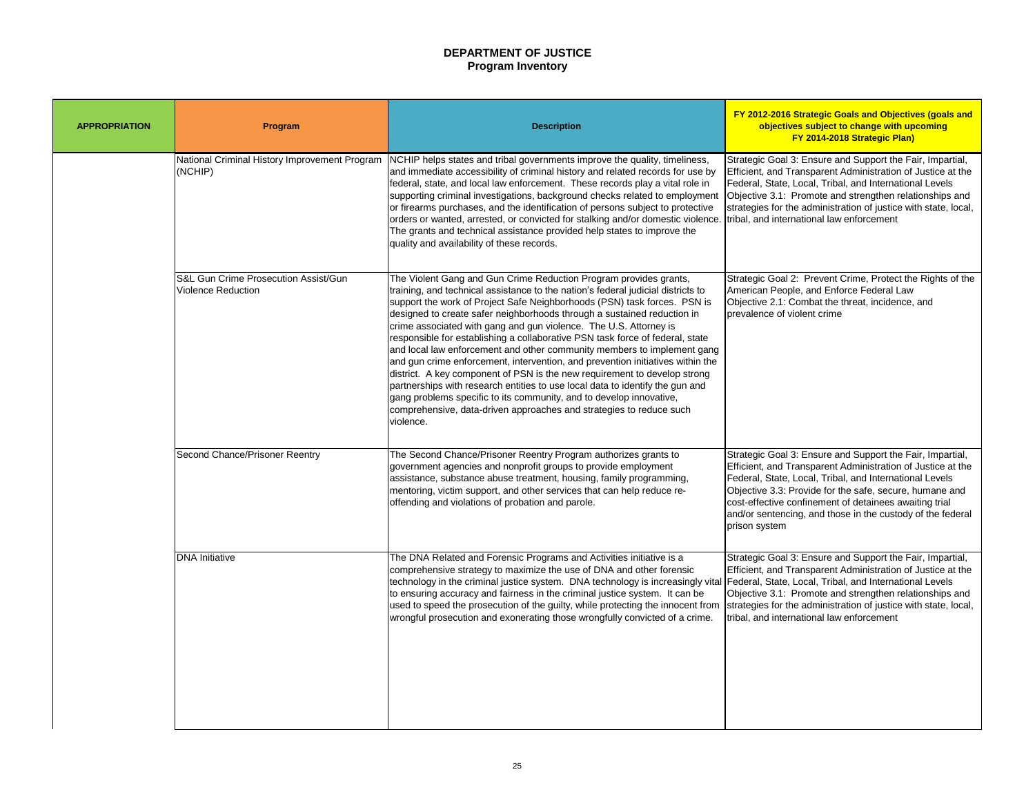**DEPARTMENT OF JUSTICE**
**Program Inventory**

| APPROPRIATION | Program | Description | FY 2012-2016 Strategic Goals and Objectives (goals and objectives subject to change with upcoming FY 2014-2018 Strategic Plan) |
|---|---|---|---|
| | National Criminal History Improvement Program (NCHIP) | NCHIP helps states and tribal governments improve the quality, timeliness, and immediate accessibility of criminal history and related records for use by federal, state, and local law enforcement. These records play a vital role in supporting criminal investigations, background checks related to employment or firearms purchases, and the identification of persons subject to protective orders or wanted, arrested, or convicted for stalking and/or domestic violence. The grants and technical assistance provided help states to improve the quality and availability of these records. | Strategic Goal 3: Ensure and Support the Fair, Impartial, Efficient, and Transparent Administration of Justice at the Federal, State, Local, Tribal, and International Levels Objective 3.1: Promote and strengthen relationships and strategies for the administration of justice with state, local, tribal, and international law enforcement |
| | S&L Gun Crime Prosecution Assist/Gun Violence Reduction | The Violent Gang and Gun Crime Reduction Program provides grants, training, and technical assistance to the nation's federal judicial districts to support the work of Project Safe Neighborhoods (PSN) task forces. PSN is designed to create safer neighborhoods through a sustained reduction in crime associated with gang and gun violence. The U.S. Attorney is responsible for establishing a collaborative PSN task force of federal, state and local law enforcement and other community members to implement gang and gun crime enforcement, intervention, and prevention initiatives within the district. A key component of PSN is the new requirement to develop strong partnerships with research entities to use local data to identify the gun and gang problems specific to its community, and to develop innovative, comprehensive, data-driven approaches and strategies to reduce such violence. | Strategic Goal 2: Prevent Crime, Protect the Rights of the American People, and Enforce Federal Law Objective 2.1: Combat the threat, incidence, and prevalence of violent crime |
| | Second Chance/Prisoner Reentry | The Second Chance/Prisoner Reentry Program authorizes grants to government agencies and nonprofit groups to provide employment assistance, substance abuse treatment, housing, family programming, mentoring, victim support, and other services that can help reduce re-offending and violations of probation and parole. | Strategic Goal 3: Ensure and Support the Fair, Impartial, Efficient, and Transparent Administration of Justice at the Federal, State, Local, Tribal, and International Levels Objective 3.3: Provide for the safe, secure, humane and cost-effective confinement of detainees awaiting trial and/or sentencing, and those in the custody of the federal prison system |
| | DNA Initiative | The DNA Related and Forensic Programs and Activities initiative is a comprehensive strategy to maximize the use of DNA and other forensic technology in the criminal justice system. DNA technology is increasingly vital to ensuring accuracy and fairness in the criminal justice system. It can be used to speed the prosecution of the guilty, while protecting the innocent from wrongful prosecution and exonerating those wrongfully convicted of a crime. | Strategic Goal 3: Ensure and Support the Fair, Impartial, Efficient, and Transparent Administration of Justice at the Federal, State, Local, Tribal, and International Levels Objective 3.1: Promote and strengthen relationships and strategies for the administration of justice with state, local, tribal, and international law enforcement |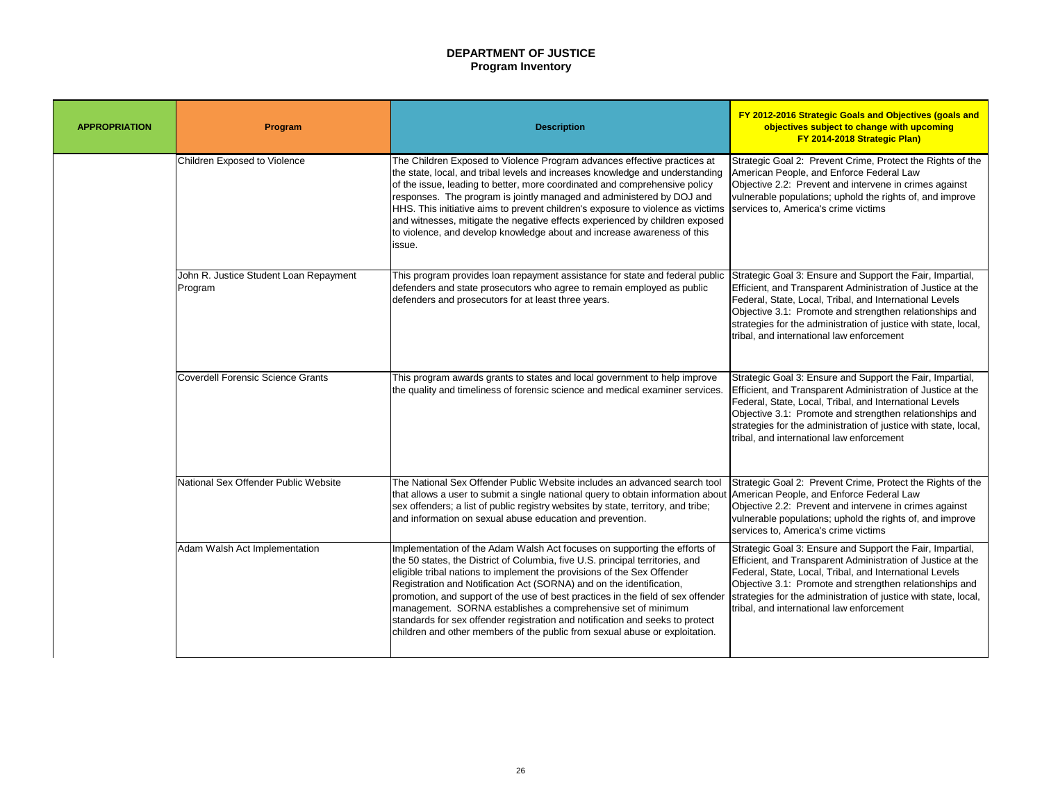# DEPARTMENT OF JUSTICE
## Program Inventory

| APPROPRIATION | Program | Description | FY 2012-2016 Strategic Goals and Objectives (goals and objectives subject to change with upcoming FY 2014-2018 Strategic Plan) |
|---|---|---|---|
| | Children Exposed to Violence | The Children Exposed to Violence Program advances effective practices at the state, local, and tribal levels and increases knowledge and understanding of the issue, leading to better, more coordinated and comprehensive policy responses. The program is jointly managed and administered by DOJ and HHS. This initiative aims to prevent children's exposure to violence as victims and witnesses, mitigate the negative effects experienced by children exposed to violence, and develop knowledge about and increase awareness of this issue. | Strategic Goal 2: Prevent Crime, Protect the Rights of the American People, and Enforce Federal Law<br>Objective 2.2: Prevent and intervene in crimes against vulnerable populations; uphold the rights of, and improve services to, America's crime victims |
| | John R. Justice Student Loan Repayment Program | This program provides loan repayment assistance for state and federal public defenders and state prosecutors who agree to remain employed as public defenders and prosecutors for at least three years. | Strategic Goal 3: Ensure and Support the Fair, Impartial, Efficient, and Transparent Administration of Justice at the Federal, State, Local, Tribal, and International Levels<br>Objective 3.1: Promote and strengthen relationships and strategies for the administration of justice with state, local, tribal, and international law enforcement |
| | Coverdell Forensic Science Grants | This program awards grants to states and local government to help improve the quality and timeliness of forensic science and medical examiner services. | Strategic Goal 3: Ensure and Support the Fair, Impartial, Efficient, and Transparent Administration of Justice at the Federal, State, Local, Tribal, and International Levels<br>Objective 3.1: Promote and strengthen relationships and strategies for the administration of justice with state, local, tribal, and international law enforcement |
| | National Sex Offender Public Website | The National Sex Offender Public Website includes an advanced search tool that allows a user to submit a single national query to obtain information about sex offenders; a list of public registry websites by state, territory, and tribe; and information on sexual abuse education and prevention. | Strategic Goal 2: Prevent Crime, Protect the Rights of the American People, and Enforce Federal Law<br>Objective 2.2: Prevent and intervene in crimes against vulnerable populations; uphold the rights of, and improve services to, America's crime victims |
| | Adam Walsh Act Implementation | Implementation of the Adam Walsh Act focuses on supporting the efforts of the 50 states, the District of Columbia, five U.S. principal territories, and eligible tribal nations to implement the provisions of the Sex Offender Registration and Notification Act (SORNA) and on the identification, promotion, and support of the use of best practices in the field of sex offender management. SORNA establishes a comprehensive set of minimum standards for sex offender registration and notification and seeks to protect children and other members of the public from sexual abuse or exploitation. | Strategic Goal 3: Ensure and Support the Fair, Impartial, Efficient, and Transparent Administration of Justice at the Federal, State, Local, Tribal, and International Levels<br>Objective 3.1: Promote and strengthen relationships and strategies for the administration of justice with state, local, tribal, and international law enforcement |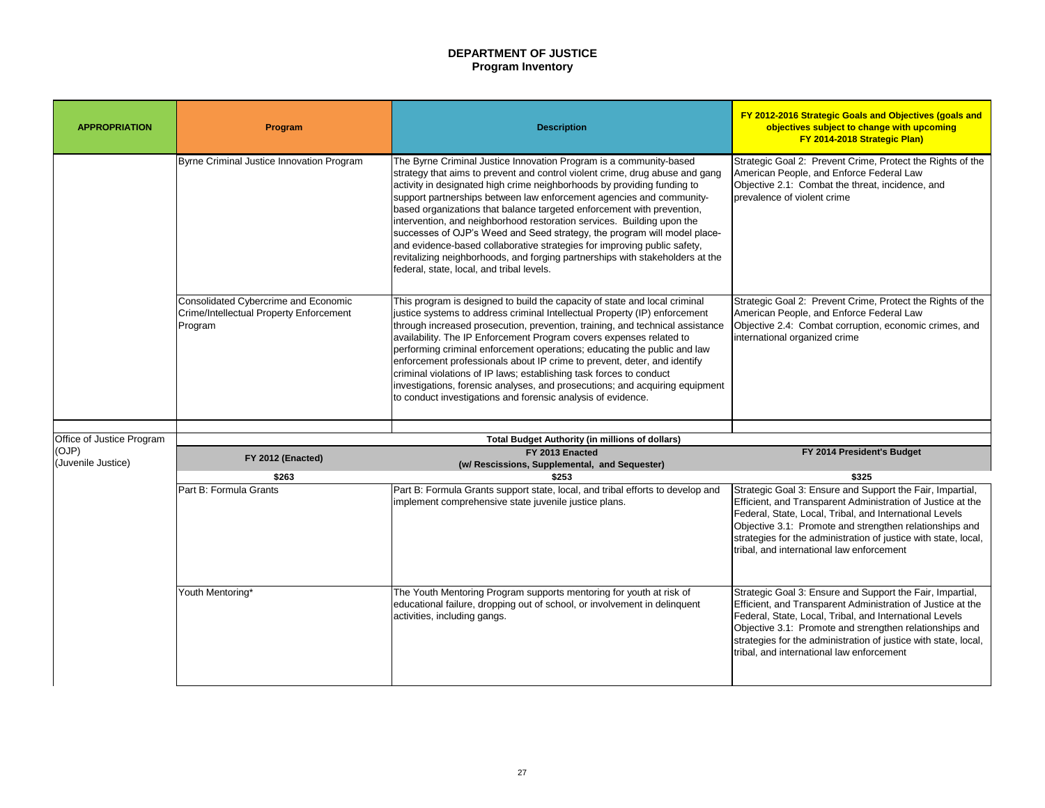# DEPARTMENT OF JUSTICE
## Program Inventory

| APPROPRIATION | Program | Description | FY 2012-2016 Strategic Goals and Objectives (goals and objectives subject to change with upcoming FY 2014-2018 Strategic Plan) |
|---|---|---|---|
| | Byrne Criminal Justice Innovation Program | The Byrne Criminal Justice Innovation Program is a community-based strategy that aims to prevent and control violent crime, drug abuse and gang activity in designated high crime neighborhoods by providing funding to support partnerships between law enforcement agencies and community-based organizations that balance targeted enforcement with prevention, intervention, and neighborhood restoration services. Building upon the successes of OJP's Weed and Seed strategy, the program will model place- and evidence-based collaborative strategies for improving public safety, revitalizing neighborhoods, and forging partnerships with stakeholders at the federal, state, local, and tribal levels. | Strategic Goal 2: Prevent Crime, Protect the Rights of the American People, and Enforce Federal Law<br>Objective 2.1: Combat the threat, incidence, and prevalence of violent crime |
| | Consolidated Cybercrime and Economic Crime/Intellectual Property Enforcement Program | This program is designed to build the capacity of state and local criminal justice systems to address criminal Intellectual Property (IP) enforcement through increased prosecution, prevention, training, and technical assistance availability. The IP Enforcement Program covers expenses related to performing criminal enforcement operations; educating the public and law enforcement professionals about IP crime to prevent, deter, and identify criminal violations of IP laws; establishing task forces to conduct investigations, forensic analyses, and prosecutions; and acquiring equipment to conduct investigations and forensic analysis of evidence. | Strategic Goal 2: Prevent Crime, Protect the Rights of the American People, and Enforce Federal Law<br>Objective 2.4: Combat corruption, economic crimes, and international organized crime |
| | | | |
| Office of Justice Program (OJP) (Juvenile Justice) | | **Total Budget Authority (in millions of dollars)** | |
| | **FY 2012 (Enacted)** | **FY 2013 Enacted (w/ Rescissions, Supplemental, and Sequester)** | **FY 2014 President's Budget** |
| | **$263** | **$253** | **$325** |
| | Part B: Formula Grants | Part B: Formula Grants support state, local, and tribal efforts to develop and implement comprehensive state juvenile justice plans. | Strategic Goal 3: Ensure and Support the Fair, Impartial, Efficient, and Transparent Administration of Justice at the Federal, State, Local, Tribal, and International Levels<br>Objective 3.1: Promote and strengthen relationships and strategies for the administration of justice with state, local, tribal, and international law enforcement |
| | Youth Mentoring* | The Youth Mentoring Program supports mentoring for youth at risk of educational failure, dropping out of school, or involvement in delinquent activities, including gangs. | Strategic Goal 3: Ensure and Support the Fair, Impartial, Efficient, and Transparent Administration of Justice at the Federal, State, Local, Tribal, and International Levels<br>Objective 3.1: Promote and strengthen relationships and strategies for the administration of justice with state, local, tribal, and international law enforcement |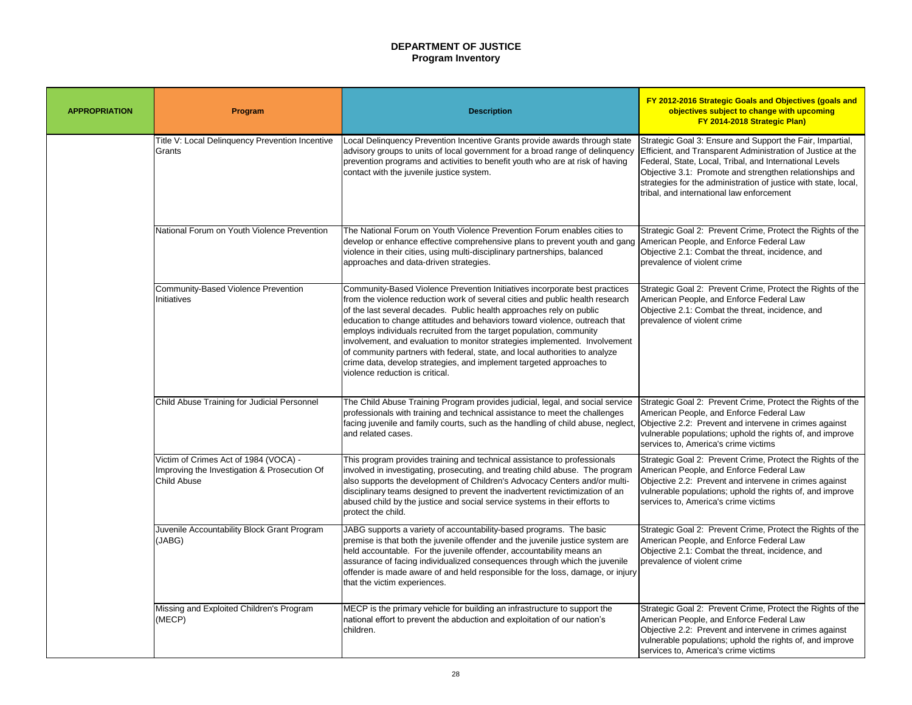**DEPARTMENT OF JUSTICE**
**Program Inventory**

| APPROPRIATION | Program | Description | FY 2012-2016 Strategic Goals and Objectives (goals and objectives subject to change with upcoming FY 2014-2018 Strategic Plan) |
|---|---|---|---|
| | Title V: Local Delinquency Prevention Incentive Grants | Local Delinquency Prevention Incentive Grants provide awards through state advisory groups to units of local government for a broad range of delinquency prevention programs and activities to benefit youth who are at risk of having contact with the juvenile justice system. | Strategic Goal 3: Ensure and Support the Fair, Impartial, Efficient, and Transparent Administration of Justice at the Federal, State, Local, Tribal, and International Levels<br>Objective 3.1: Promote and strengthen relationships and strategies for the administration of justice with state, local, tribal, and international law enforcement |
| | National Forum on Youth Violence Prevention | The National Forum on Youth Violence Prevention Forum enables cities to develop or enhance effective comprehensive plans to prevent youth and gang violence in their cities, using multi-disciplinary partnerships, balanced approaches and data-driven strategies. | Strategic Goal 2: Prevent Crime, Protect the Rights of the American People, and Enforce Federal Law<br>Objective 2.1: Combat the threat, incidence, and prevalence of violent crime |
| | Community-Based Violence Prevention Initiatives | Community-Based Violence Prevention Initiatives incorporate best practices from the violence reduction work of several cities and public health research of the last several decades. Public health approaches rely on public education to change attitudes and behaviors toward violence, outreach that employs individuals recruited from the target population, community involvement, and evaluation to monitor strategies implemented. Involvement of community partners with federal, state, and local authorities to analyze crime data, develop strategies, and implement targeted approaches to violence reduction is critical. | Strategic Goal 2: Prevent Crime, Protect the Rights of the American People, and Enforce Federal Law<br>Objective 2.1: Combat the threat, incidence, and prevalence of violent crime |
| | Child Abuse Training for Judicial Personnel | The Child Abuse Training Program provides judicial, legal, and social service professionals with training and technical assistance to meet the challenges facing juvenile and family courts, such as the handling of child abuse, neglect, and related cases. | Strategic Goal 2: Prevent Crime, Protect the Rights of the American People, and Enforce Federal Law<br>Objective 2.2: Prevent and intervene in crimes against vulnerable populations; uphold the rights of, and improve services to, America's crime victims |
| | Victim of Crimes Act of 1984 (VOCA) - Improving the Investigation & Prosecution Of Child Abuse | This program provides training and technical assistance to professionals involved in investigating, prosecuting, and treating child abuse. The program also supports the development of Children's Advocacy Centers and/or multi-disciplinary teams designed to prevent the inadvertent revictimization of an abused child by the justice and social service systems in their efforts to protect the child. | Strategic Goal 2: Prevent Crime, Protect the Rights of the American People, and Enforce Federal Law<br>Objective 2.2: Prevent and intervene in crimes against vulnerable populations; uphold the rights of, and improve services to, America's crime victims |
| | Juvenile Accountability Block Grant Program (JABG) | JABG supports a variety of accountability-based programs. The basic premise is that both the juvenile offender and the juvenile justice system are held accountable. For the juvenile offender, accountability means an assurance of facing individualized consequences through which the juvenile offender is made aware of and held responsible for the loss, damage, or injury that the victim experiences. | Strategic Goal 2: Prevent Crime, Protect the Rights of the American People, and Enforce Federal Law<br>Objective 2.1: Combat the threat, incidence, and prevalence of violent crime |
| | Missing and Exploited Children's Program (MECP) | MECP is the primary vehicle for building an infrastructure to support the national effort to prevent the abduction and exploitation of our nation's children. | Strategic Goal 2: Prevent Crime, Protect the Rights of the American People, and Enforce Federal Law<br>Objective 2.2: Prevent and intervene in crimes against vulnerable populations; uphold the rights of, and improve services to, America's crime victims |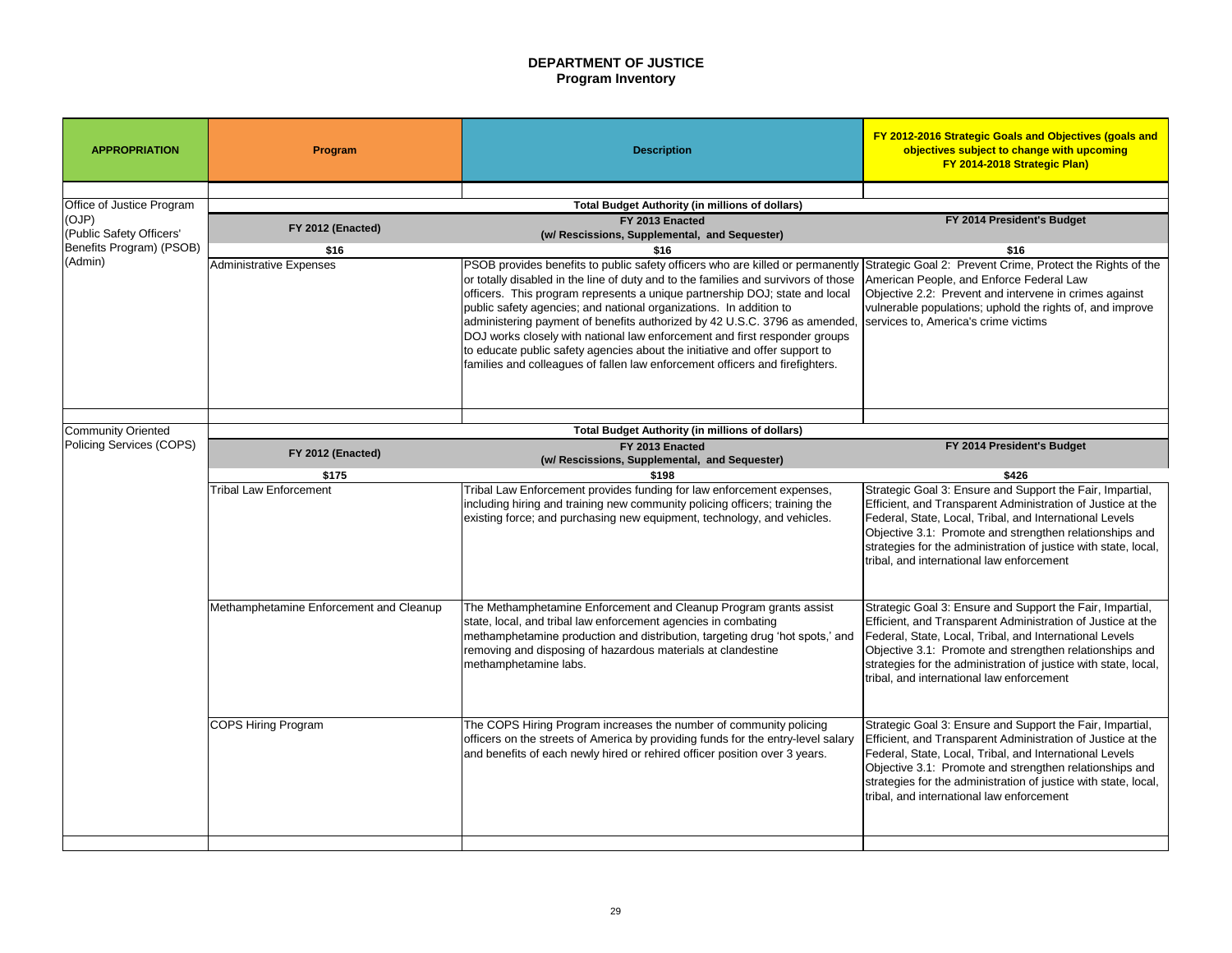# DEPARTMENT OF JUSTICE
## Program Inventory

| APPROPRIATION | Program | Description | FY 2012-2016 Strategic Goals and Objectives (goals and objectives subject to change with upcoming FY 2014-2018 Strategic Plan) |
|---|---|---|---|
| Office of Justice Program (OJP) (Public Safety Officers' Benefits Program) (PSOB) (Admin) | **Total Budget Authority (in millions of dollars)** | | |
| | **FY 2012 (Enacted)** | **FY 2013 Enacted (w/ Rescissions, Supplemental, and Sequester)** | **FY 2014 President's Budget** |
| | **$16** | **$16** | **$16** |
| | Administrative Expenses | PSOB provides benefits to public safety officers who are killed or permanently or totally disabled in the line of duty and to the families and survivors of those officers. This program represents a unique partnership DOJ; state and local public safety agencies; and national organizations. In addition to administering payment of benefits authorized by 42 U.S.C. 3796 as amended, DOJ works closely with national law enforcement and first responder groups to educate public safety agencies about the initiative and offer support to families and colleagues of fallen law enforcement officers and firefighters. | Strategic Goal 2: Prevent Crime, Protect the Rights of the American People, and Enforce Federal Law<br>Objective 2.2: Prevent and intervene in crimes against vulnerable populations; uphold the rights of, and improve services to, America's crime victims |
| Community Oriented Policing Services (COPS) | **Total Budget Authority (in millions of dollars)** | | |
| | **FY 2012 (Enacted)** | **FY 2013 Enacted (w/ Rescissions, Supplemental, and Sequester)** | **FY 2014 President's Budget** |
| | **$175** | **$198** | **$426** |
| | Tribal Law Enforcement | Tribal Law Enforcement provides funding for law enforcement expenses, including hiring and training new community policing officers; training the existing force; and purchasing new equipment, technology, and vehicles. | Strategic Goal 3: Ensure and Support the Fair, Impartial, Efficient, and Transparent Administration of Justice at the Federal, State, Local, Tribal, and International Levels<br>Objective 3.1: Promote and strengthen relationships and strategies for the administration of justice with state, local, tribal, and international law enforcement |
| | Methamphetamine Enforcement and Cleanup | The Methamphetamine Enforcement and Cleanup Program grants assist state, local, and tribal law enforcement agencies in combating methamphetamine production and distribution, targeting drug 'hot spots,' and removing and disposing of hazardous materials at clandestine methamphetamine labs. | Strategic Goal 3: Ensure and Support the Fair, Impartial, Efficient, and Transparent Administration of Justice at the Federal, State, Local, Tribal, and International Levels<br>Objective 3.1: Promote and strengthen relationships and strategies for the administration of justice with state, local, tribal, and international law enforcement |
| | COPS Hiring Program | The COPS Hiring Program increases the number of community policing officers on the streets of America by providing funds for the entry-level salary and benefits of each newly hired or rehired officer position over 3 years. | Strategic Goal 3: Ensure and Support the Fair, Impartial, Efficient, and Transparent Administration of Justice at the Federal, State, Local, Tribal, and International Levels<br>Objective 3.1: Promote and strengthen relationships and strategies for the administration of justice with state, local, tribal, and international law enforcement |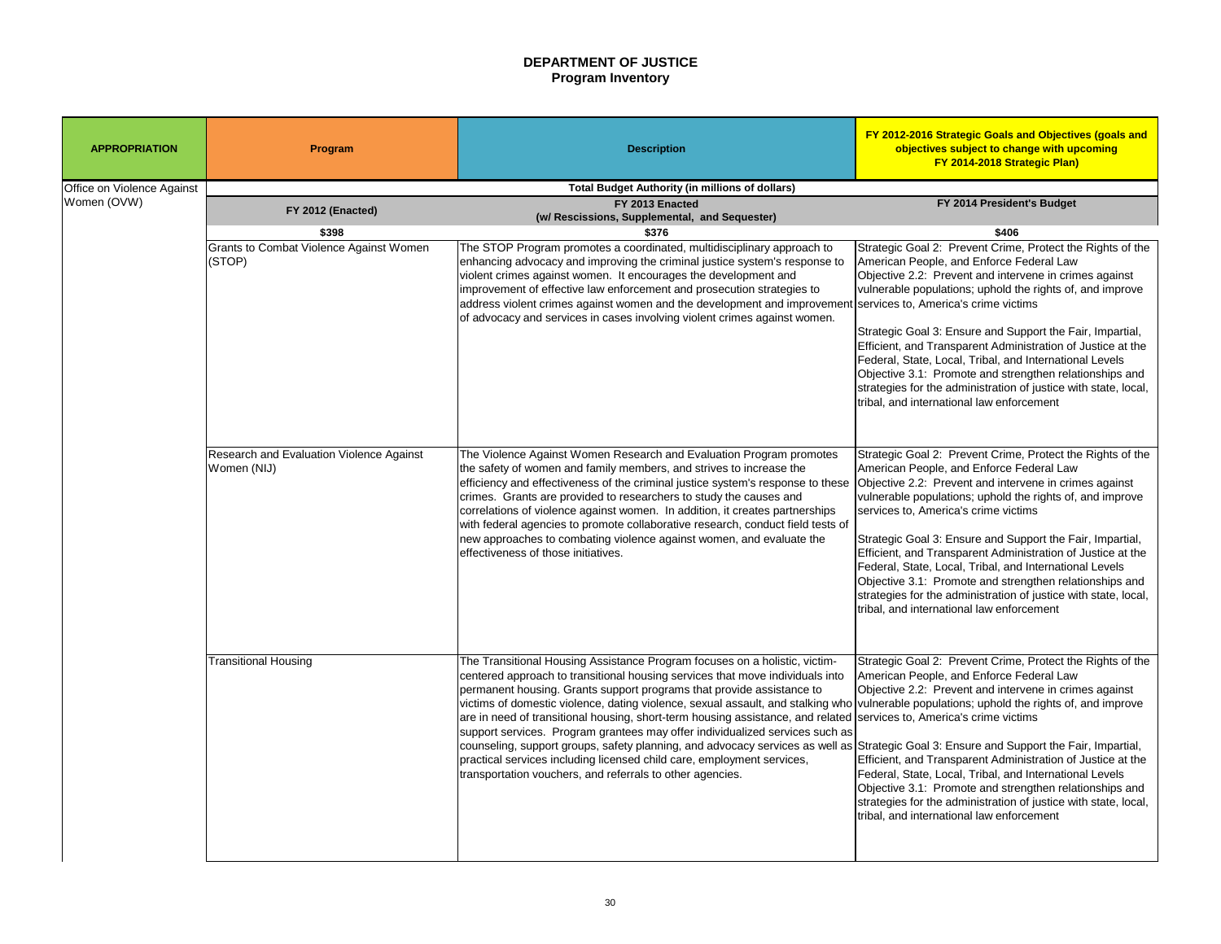# DEPARTMENT OF JUSTICE
## Program Inventory

| APPROPRIATION | Program | Description | FY 2012-2016 Strategic Goals and Objectives (goals and objectives subject to change with upcoming FY 2014-2018 Strategic Plan) |
|---|---|---|---|
| Office on Violence Against Women (OVW) | Total Budget Authority (in millions of dollars) | | |
| | FY 2012 (Enacted) | FY 2013 Enacted (w/ Rescissions, Supplemental, and Sequester) | FY 2014 President's Budget |
| | $398 | $376 | $406 |
| | Grants to Combat Violence Against Women (STOP) | The STOP Program promotes a coordinated, multidisciplinary approach to enhancing advocacy and improving the criminal justice system's response to violent crimes against women. It encourages the development and improvement of effective law enforcement and prosecution strategies to address violent crimes against women and the development and improvement of advocacy and services in cases involving violent crimes against women. | Strategic Goal 2: Prevent Crime, Protect the Rights of the American People, and Enforce Federal Law<br>Objective 2.2: Prevent and intervene in crimes against vulnerable populations; uphold the rights of, and improve services to, America's crime victims<br><br>Strategic Goal 3: Ensure and Support the Fair, Impartial, Efficient, and Transparent Administration of Justice at the Federal, State, Local, Tribal, and International Levels<br>Objective 3.1: Promote and strengthen relationships and strategies for the administration of justice with state, local, tribal, and international law enforcement |
| | Research and Evaluation Violence Against Women (NIJ) | The Violence Against Women Research and Evaluation Program promotes the safety of women and family members, and strives to increase the efficiency and effectiveness of the criminal justice system's response to these crimes. Grants are provided to researchers to study the causes and correlations of violence against women. In addition, it creates partnerships with federal agencies to promote collaborative research, conduct field tests of new approaches to combating violence against women, and evaluate the effectiveness of those initiatives. | Strategic Goal 2: Prevent Crime, Protect the Rights of the American People, and Enforce Federal Law<br>Objective 2.2: Prevent and intervene in crimes against vulnerable populations; uphold the rights of, and improve services to, America's crime victims<br><br>Strategic Goal 3: Ensure and Support the Fair, Impartial, Efficient, and Transparent Administration of Justice at the Federal, State, Local, Tribal, and International Levels<br>Objective 3.1: Promote and strengthen relationships and strategies for the administration of justice with state, local, tribal, and international law enforcement |
| | Transitional Housing | The Transitional Housing Assistance Program focuses on a holistic, victim-centered approach to transitional housing services that move individuals into permanent housing. Grants support programs that provide assistance to victims of domestic violence, dating violence, sexual assault, and stalking who are in need of transitional housing, short-term housing assistance, and related support services. Program grantees may offer individualized services such as counseling, support groups, safety planning, and advocacy services as well as practical services including licensed child care, employment services, transportation vouchers, and referrals to other agencies. | Strategic Goal 2: Prevent Crime, Protect the Rights of the American People, and Enforce Federal Law<br>Objective 2.2: Prevent and intervene in crimes against vulnerable populations; uphold the rights of, and improve services to, America's crime victims<br><br>Strategic Goal 3: Ensure and Support the Fair, Impartial, Efficient, and Transparent Administration of Justice at the Federal, State, Local, Tribal, and International Levels<br>Objective 3.1: Promote and strengthen relationships and strategies for the administration of justice with state, local, tribal, and international law enforcement |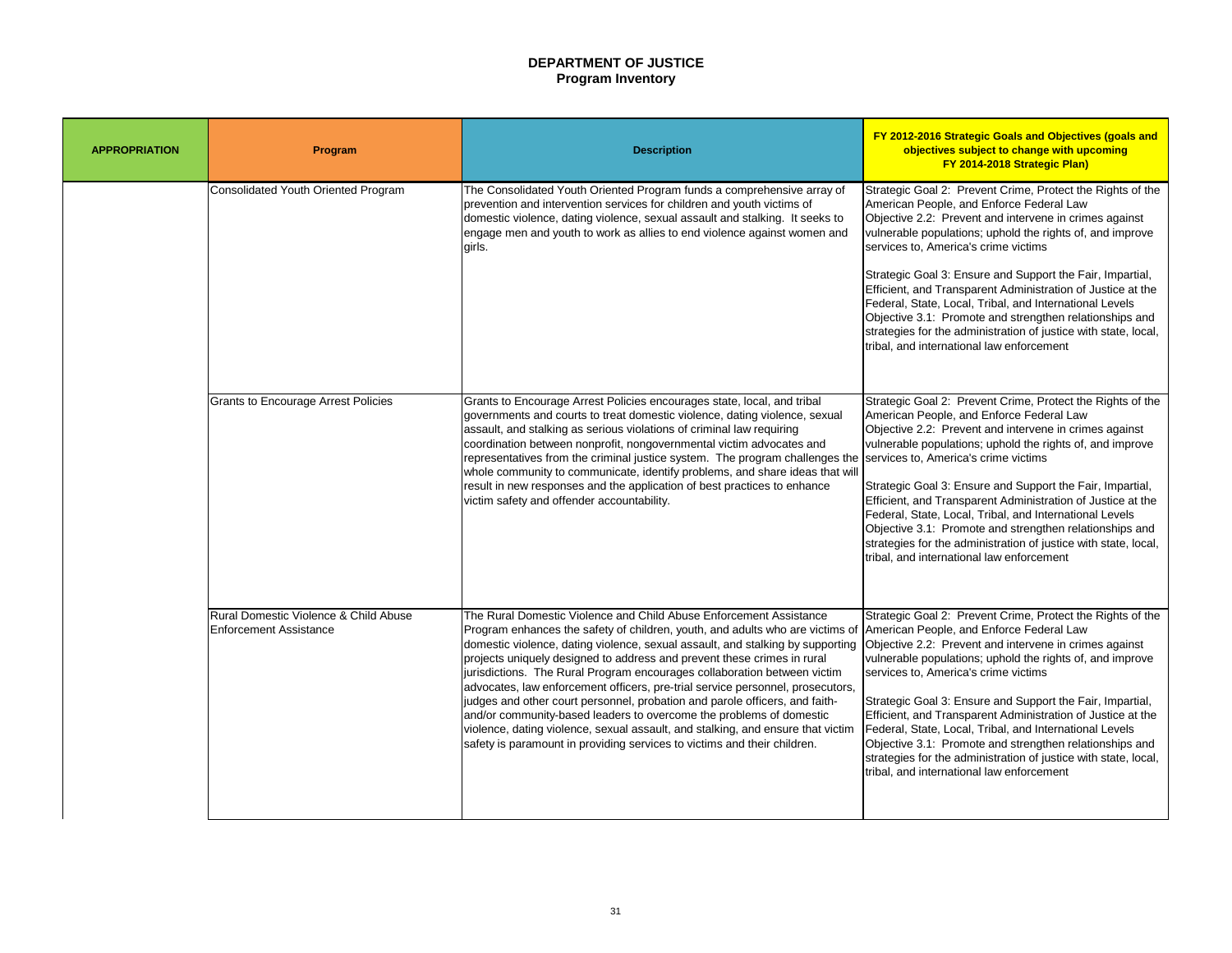# DEPARTMENT OF JUSTICE
## Program Inventory

| APPROPRIATION | Program | Description | FY 2012-2016 Strategic Goals and Objectives (goals and objectives subject to change with upcoming FY 2014-2018 Strategic Plan) |
|---|---|---|---|
| | Consolidated Youth Oriented Program | The Consolidated Youth Oriented Program funds a comprehensive array of prevention and intervention services for children and youth victims of domestic violence, dating violence, sexual assault and stalking. It seeks to engage men and youth to work as allies to end violence against women and girls. | Strategic Goal 2: Prevent Crime, Protect the Rights of the American People, and Enforce Federal Law<br>Objective 2.2: Prevent and intervene in crimes against vulnerable populations; uphold the rights of, and improve services to, America's crime victims<br><br>Strategic Goal 3: Ensure and Support the Fair, Impartial, Efficient, and Transparent Administration of Justice at the Federal, State, Local, Tribal, and International Levels<br>Objective 3.1: Promote and strengthen relationships and strategies for the administration of justice with state, local, tribal, and international law enforcement |
| | Grants to Encourage Arrest Policies | Grants to Encourage Arrest Policies encourages state, local, and tribal governments and courts to treat domestic violence, dating violence, sexual assault, and stalking as serious violations of criminal law requiring coordination between nonprofit, nongovernmental victim advocates and representatives from the criminal justice system. The program challenges the whole community to communicate, identify problems, and share ideas that will result in new responses and the application of best practices to enhance victim safety and offender accountability. | Strategic Goal 2: Prevent Crime, Protect the Rights of the American People, and Enforce Federal Law<br>Objective 2.2: Prevent and intervene in crimes against vulnerable populations; uphold the rights of, and improve services to, America's crime victims<br><br>Strategic Goal 3: Ensure and Support the Fair, Impartial, Efficient, and Transparent Administration of Justice at the Federal, State, Local, Tribal, and International Levels<br>Objective 3.1: Promote and strengthen relationships and strategies for the administration of justice with state, local, tribal, and international law enforcement |
| | Rural Domestic Violence & Child Abuse Enforcement Assistance | The Rural Domestic Violence and Child Abuse Enforcement Assistance Program enhances the safety of children, youth, and adults who are victims of domestic violence, dating violence, sexual assault, and stalking by supporting projects uniquely designed to address and prevent these crimes in rural jurisdictions. The Rural Program encourages collaboration between victim advocates, law enforcement officers, pre-trial service personnel, prosecutors, judges and other court personnel, probation and parole officers, and faith- and/or community-based leaders to overcome the problems of domestic violence, dating violence, sexual assault, and stalking, and ensure that victim safety is paramount in providing services to victims and their children. | Strategic Goal 2: Prevent Crime, Protect the Rights of the American People, and Enforce Federal Law<br>Objective 2.2: Prevent and intervene in crimes against vulnerable populations; uphold the rights of, and improve services to, America's crime victims<br><br>Strategic Goal 3: Ensure and Support the Fair, Impartial, Efficient, and Transparent Administration of Justice at the Federal, State, Local, Tribal, and International Levels<br>Objective 3.1: Promote and strengthen relationships and strategies for the administration of justice with state, local, tribal, and international law enforcement |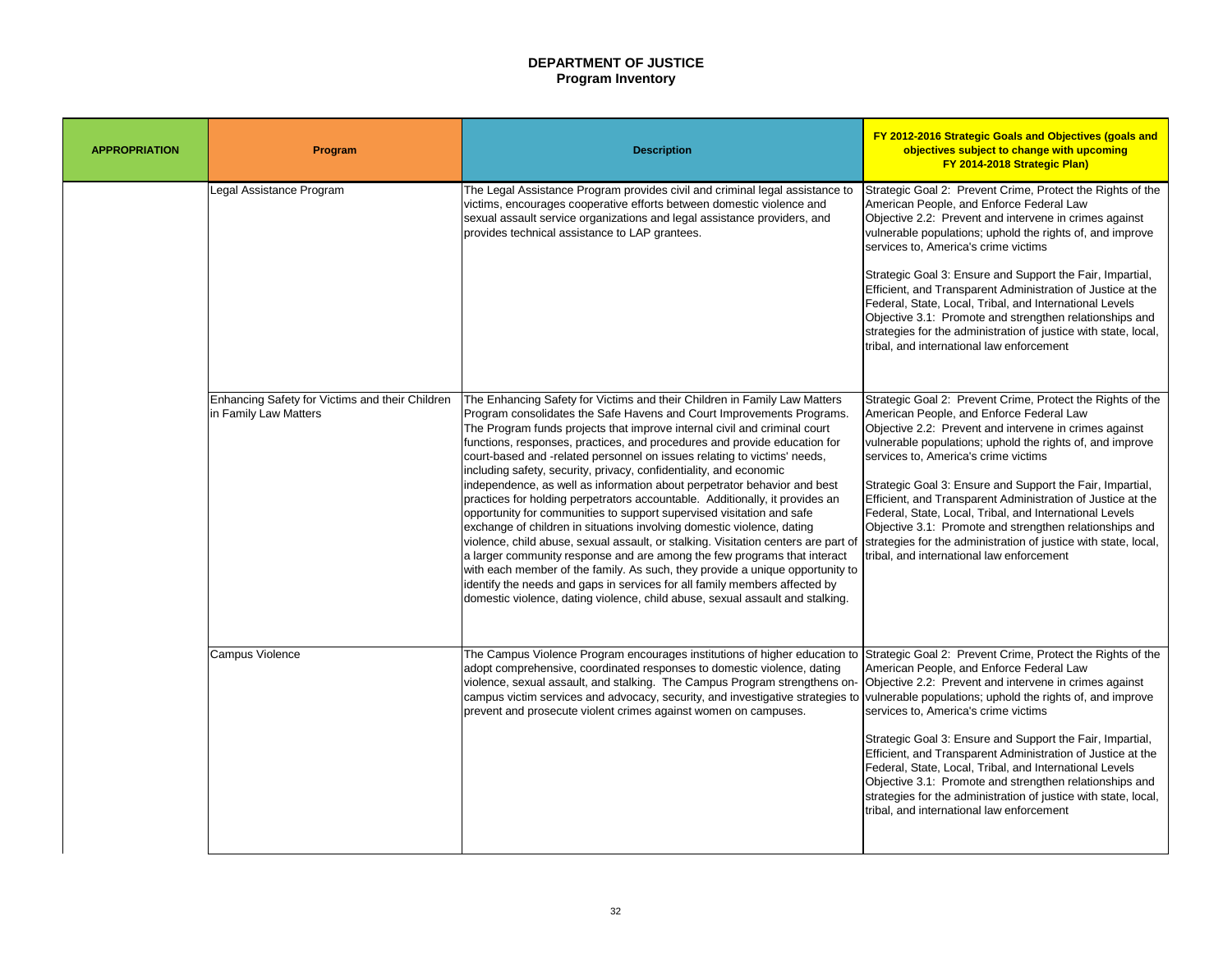**DEPARTMENT OF JUSTICE**
**Program Inventory**

| APPROPRIATION | Program | Description | FY 2012-2016 Strategic Goals and Objectives (goals and objectives subject to change with upcoming FY 2014-2018 Strategic Plan) |
|---|---|---|---|
| | Legal Assistance Program | The Legal Assistance Program provides civil and criminal legal assistance to victims, encourages cooperative efforts between domestic violence and sexual assault service organizations and legal assistance providers, and provides technical assistance to LAP grantees. | Strategic Goal 2: Prevent Crime, Protect the Rights of the American People, and Enforce Federal Law<br>Objective 2.2: Prevent and intervene in crimes against vulnerable populations; uphold the rights of, and improve services to, America's crime victims<br><br>Strategic Goal 3: Ensure and Support the Fair, Impartial, Efficient, and Transparent Administration of Justice at the Federal, State, Local, Tribal, and International Levels<br>Objective 3.1: Promote and strengthen relationships and strategies for the administration of justice with state, local, tribal, and international law enforcement |
| | Enhancing Safety for Victims and their Children in Family Law Matters | The Enhancing Safety for Victims and their Children in Family Law Matters Program consolidates the Safe Havens and Court Improvements Programs. The Program funds projects that improve internal civil and criminal court functions, responses, practices, and procedures and provide education for court-based and -related personnel on issues relating to victims' needs, including safety, security, privacy, confidentiality, and economic independence, as well as information about perpetrator behavior and best practices for holding perpetrators accountable. Additionally, it provides an opportunity for communities to support supervised visitation and safe exchange of children in situations involving domestic violence, dating violence, child abuse, sexual assault, or stalking. Visitation centers are part of a larger community response and are among the few programs that interact with each member of the family. As such, they provide a unique opportunity to identify the needs and gaps in services for all family members affected by domestic violence, dating violence, child abuse, sexual assault and stalking. | Strategic Goal 2: Prevent Crime, Protect the Rights of the American People, and Enforce Federal Law<br>Objective 2.2: Prevent and intervene in crimes against vulnerable populations; uphold the rights of, and improve services to, America's crime victims<br><br>Strategic Goal 3: Ensure and Support the Fair, Impartial, Efficient, and Transparent Administration of Justice at the Federal, State, Local, Tribal, and International Levels<br>Objective 3.1: Promote and strengthen relationships and strategies for the administration of justice with state, local, tribal, and international law enforcement |
| | Campus Violence | The Campus Violence Program encourages institutions of higher education to adopt comprehensive, coordinated responses to domestic violence, dating violence, sexual assault, and stalking. The Campus Program strengthens on-campus victim services and advocacy, security, and investigative strategies to prevent and prosecute violent crimes against women on campuses. | Strategic Goal 2: Prevent Crime, Protect the Rights of the American People, and Enforce Federal Law<br>Objective 2.2: Prevent and intervene in crimes against vulnerable populations; uphold the rights of, and improve services to, America's crime victims<br><br>Strategic Goal 3: Ensure and Support the Fair, Impartial, Efficient, and Transparent Administration of Justice at the Federal, State, Local, Tribal, and International Levels<br>Objective 3.1: Promote and strengthen relationships and strategies for the administration of justice with state, local, tribal, and international law enforcement |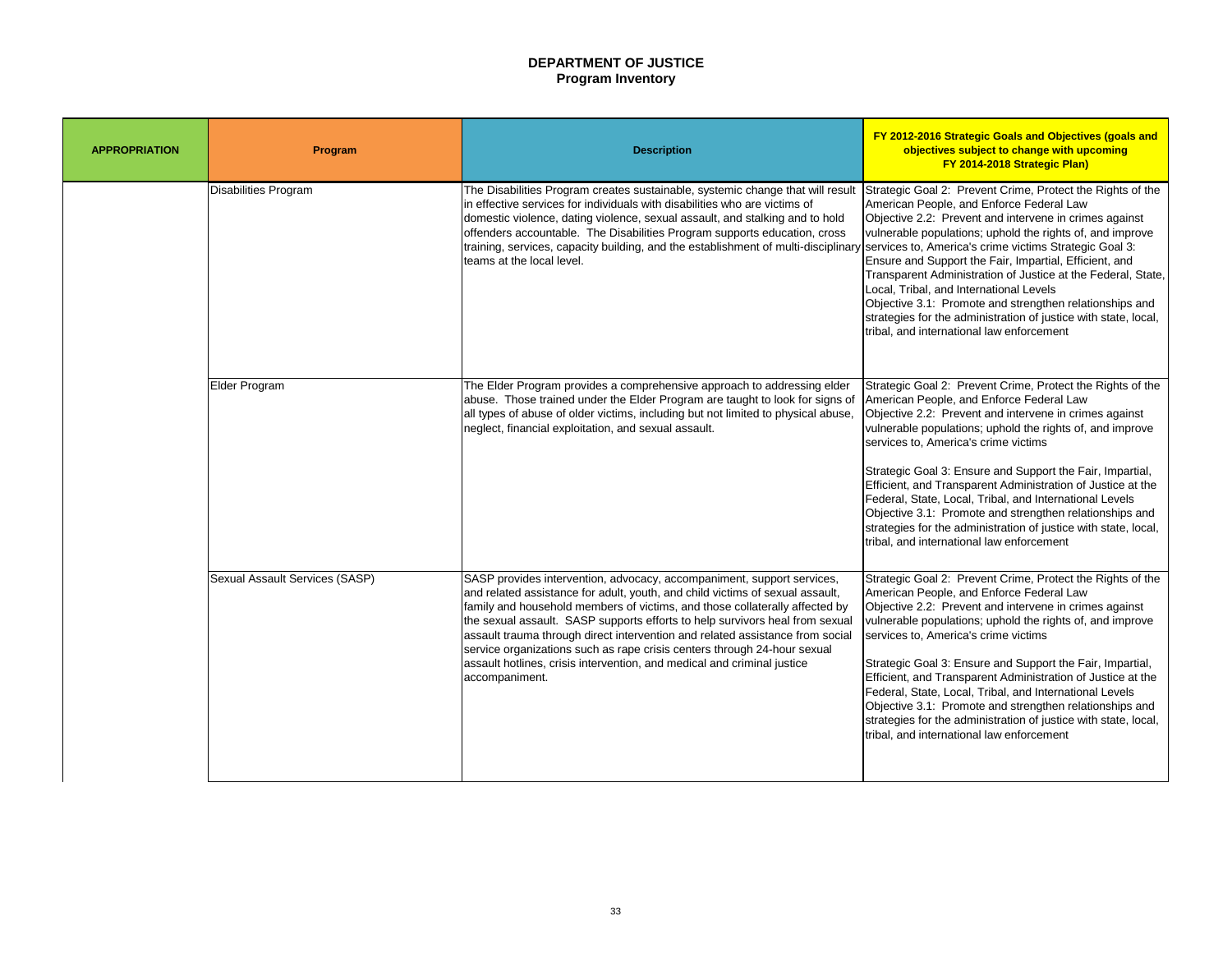# DEPARTMENT OF JUSTICE
## Program Inventory

| APPROPRIATION | Program | Description | FY 2012-2016 Strategic Goals and Objectives (goals and objectives subject to change with upcoming FY 2014-2018 Strategic Plan) |
|---|---|---|---|
| | Disabilities Program | The Disabilities Program creates sustainable, systemic change that will result in effective services for individuals with disabilities who are victims of domestic violence, dating violence, sexual assault, and stalking and to hold offenders accountable. The Disabilities Program supports education, cross training, services, capacity building, and the establishment of multi-disciplinary teams at the local level. | Strategic Goal 2: Prevent Crime, Protect the Rights of the American People, and Enforce Federal Law<br>Objective 2.2: Prevent and intervene in crimes against vulnerable populations; uphold the rights of, and improve services to, America's crime victims Strategic Goal 3: Ensure and Support the Fair, Impartial, Efficient, and Transparent Administration of Justice at the Federal, State, Local, Tribal, and International Levels<br>Objective 3.1: Promote and strengthen relationships and strategies for the administration of justice with state, local, tribal, and international law enforcement |
| | Elder Program | The Elder Program provides a comprehensive approach to addressing elder abuse. Those trained under the Elder Program are taught to look for signs of all types of abuse of older victims, including but not limited to physical abuse, neglect, financial exploitation, and sexual assault. | Strategic Goal 2: Prevent Crime, Protect the Rights of the American People, and Enforce Federal Law<br>Objective 2.2: Prevent and intervene in crimes against vulnerable populations; uphold the rights of, and improve services to, America's crime victims<br><br>Strategic Goal 3: Ensure and Support the Fair, Impartial, Efficient, and Transparent Administration of Justice at the Federal, State, Local, Tribal, and International Levels<br>Objective 3.1: Promote and strengthen relationships and strategies for the administration of justice with state, local, tribal, and international law enforcement |
| | Sexual Assault Services (SASP) | SASP provides intervention, advocacy, accompaniment, support services, and related assistance for adult, youth, and child victims of sexual assault, family and household members of victims, and those collaterally affected by the sexual assault. SASP supports efforts to help survivors heal from sexual assault trauma through direct intervention and related assistance from social service organizations such as rape crisis centers through 24-hour sexual assault hotlines, crisis intervention, and medical and criminal justice accompaniment. | Strategic Goal 2: Prevent Crime, Protect the Rights of the American People, and Enforce Federal Law<br>Objective 2.2: Prevent and intervene in crimes against vulnerable populations; uphold the rights of, and improve services to, America's crime victims<br><br>Strategic Goal 3: Ensure and Support the Fair, Impartial, Efficient, and Transparent Administration of Justice at the Federal, State, Local, Tribal, and International Levels<br>Objective 3.1: Promote and strengthen relationships and strategies for the administration of justice with state, local, tribal, and international law enforcement |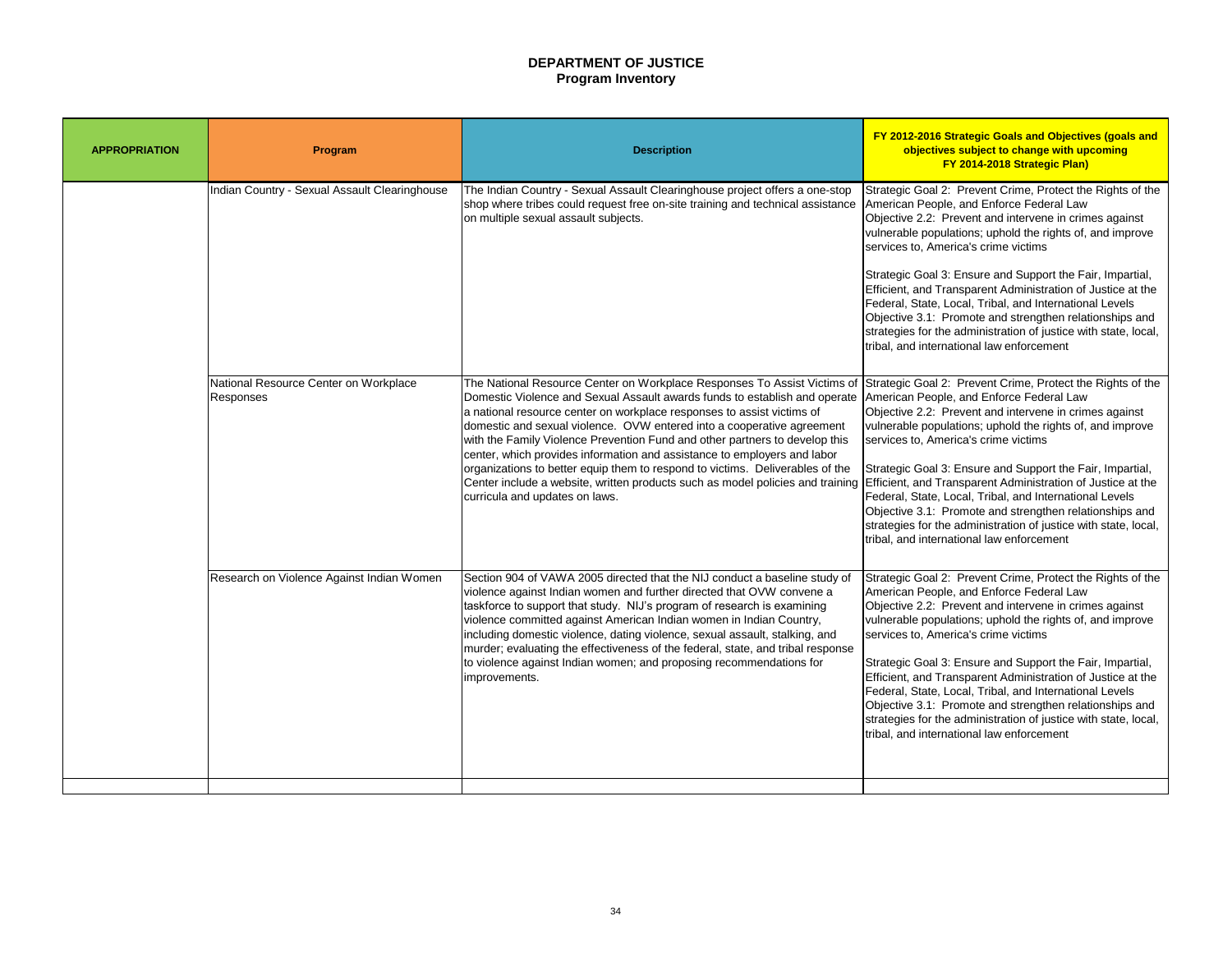**DEPARTMENT OF JUSTICE**
**Program Inventory**

| APPROPRIATION | Program | Description | FY 2012-2016 Strategic Goals and Objectives (goals and objectives subject to change with upcoming FY 2014-2018 Strategic Plan) |
|---|---|---|---|
| | Indian Country - Sexual Assault Clearinghouse | The Indian Country - Sexual Assault Clearinghouse project offers a one-stop shop where tribes could request free on-site training and technical assistance on multiple sexual assault subjects. | Strategic Goal 2: Prevent Crime, Protect the Rights of the American People, and Enforce Federal Law<br>Objective 2.2: Prevent and intervene in crimes against vulnerable populations; uphold the rights of, and improve services to, America's crime victims<br><br>Strategic Goal 3: Ensure and Support the Fair, Impartial, Efficient, and Transparent Administration of Justice at the Federal, State, Local, Tribal, and International Levels<br>Objective 3.1: Promote and strengthen relationships and strategies for the administration of justice with state, local, tribal, and international law enforcement |
| | National Resource Center on Workplace Responses | The National Resource Center on Workplace Responses To Assist Victims of Domestic Violence and Sexual Assault awards funds to establish and operate a national resource center on workplace responses to assist victims of domestic and sexual violence. OVW entered into a cooperative agreement with the Family Violence Prevention Fund and other partners to develop this center, which provides information and assistance to employers and labor organizations to better equip them to respond to victims. Deliverables of the Center include a website, written products such as model policies and training curricula and updates on laws. | Strategic Goal 2: Prevent Crime, Protect the Rights of the American People, and Enforce Federal Law<br>Objective 2.2: Prevent and intervene in crimes against vulnerable populations; uphold the rights of, and improve services to, America's crime victims<br><br>Strategic Goal 3: Ensure and Support the Fair, Impartial, Efficient, and Transparent Administration of Justice at the Federal, State, Local, Tribal, and International Levels<br>Objective 3.1: Promote and strengthen relationships and strategies for the administration of justice with state, local, tribal, and international law enforcement |
| | Research on Violence Against Indian Women | Section 904 of VAWA 2005 directed that the NIJ conduct a baseline study of violence against Indian women and further directed that OVW convene a taskforce to support that study. NIJ's program of research is examining violence committed against American Indian women in Indian Country, including domestic violence, dating violence, sexual assault, stalking, and murder; evaluating the effectiveness of the federal, state, and tribal response to violence against Indian women; and proposing recommendations for improvements. | Strategic Goal 2: Prevent Crime, Protect the Rights of the American People, and Enforce Federal Law<br>Objective 2.2: Prevent and intervene in crimes against vulnerable populations; uphold the rights of, and improve services to, America's crime victims<br><br>Strategic Goal 3: Ensure and Support the Fair, Impartial, Efficient, and Transparent Administration of Justice at the Federal, State, Local, Tribal, and International Levels<br>Objective 3.1: Promote and strengthen relationships and strategies for the administration of justice with state, local, tribal, and international law enforcement |
| | | | |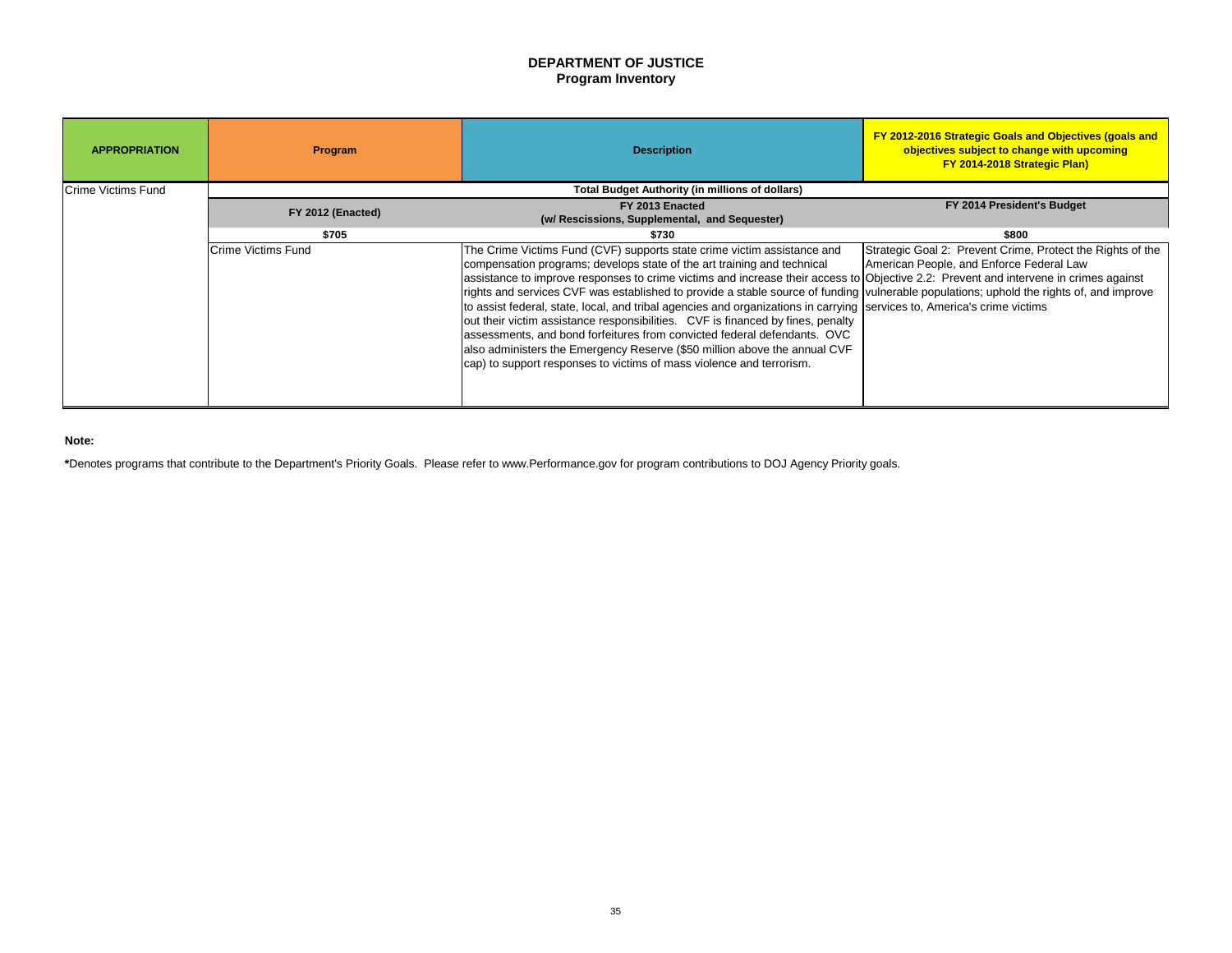# DEPARTMENT OF JUSTICE
## Program Inventory

| APPROPRIATION | Program | Description | FY 2012-2016 Strategic Goals and Objectives (goals and objectives subject to change with upcoming FY 2014-2018 Strategic Plan) |
|---|---|---|---|
| Crime Victims Fund | Total Budget Authority (in millions of dollars) | | |
| | FY 2012 (Enacted) | FY 2013 Enacted (w/ Rescissions, Supplemental, and Sequester) | FY 2014 President's Budget |
| | $705 | $730 | $800 |
| | Crime Victims Fund | The Crime Victims Fund (CVF) supports state crime victim assistance and compensation programs; develops state of the art training and technical assistance to improve responses to crime victims and increase their access to rights and services CVF was established to provide a stable source of funding to assist federal, state, local, and tribal agencies and organizations in carrying out their victim assistance responsibilities. CVF is financed by fines, penalty assessments, and bond forfeitures from convicted federal defendants. OVC also administers the Emergency Reserve ($50 million above the annual CVF cap) to support responses to victims of mass violence and terrorism. | Strategic Goal 2: Prevent Crime, Protect the Rights of the American People, and Enforce Federal Law Objective 2.2: Prevent and intervene in crimes against vulnerable populations; uphold the rights of, and improve services to, America's crime victims |

**Note:**

**\***Denotes programs that contribute to the Department's Priority Goals. Please refer to www.Performance.gov for program contributions to DOJ Agency Priority goals.